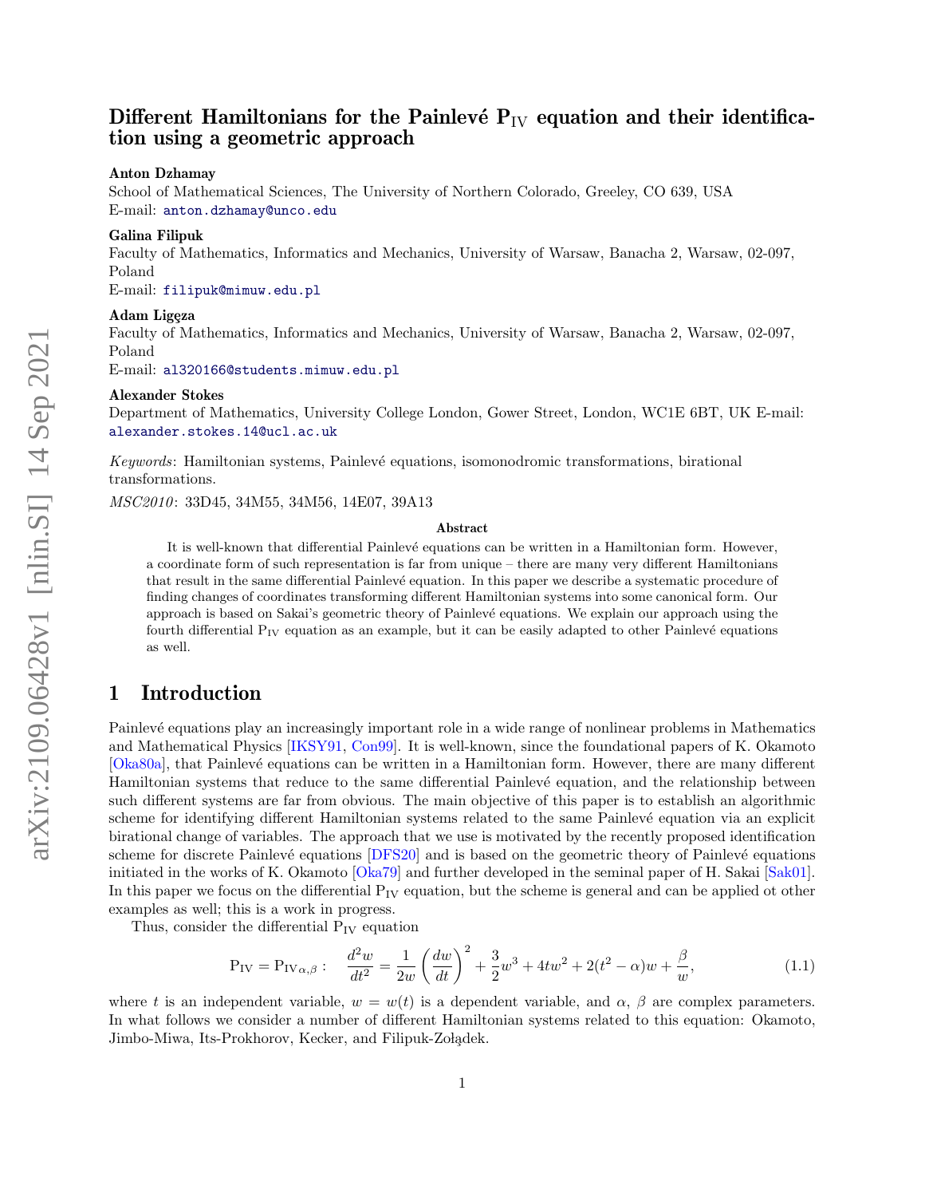# Different Hamiltonians for the Painlevé $\mathrm{P_{IV}}$ equation and their identification using a geometric approach

**Anton Dzhamay**
School of Mathematical Sciences, The University of Northern Colorado, Greeley, CO 639, USA
E-mail: anton.dzhamay@unco.edu

**Galina Filipuk**
Faculty of Mathematics, Informatics and Mechanics, University of Warsaw, Banacha 2, Warsaw, 02-097, Poland
E-mail: filipuk@mimuw.edu.pl

**Adam Ligęza**
Faculty of Mathematics, Informatics and Mechanics, University of Warsaw, Banacha 2, Warsaw, 02-097, Poland
E-mail: al320166@students.mimuw.edu.pl

**Alexander Stokes**
Department of Mathematics, University College London, Gower Street, London, WC1E 6BT, UK E-mail: alexander.stokes.14@ucl.ac.uk

*Keywords*: Hamiltonian systems, Painlevé equations, isomonodromic transformations, birational transformations.

*MSC2010*: 33D45, 34M55, 34M56, 14E07, 39A13

**Abstract**

It is well-known that differential Painlevé equations can be written in a Hamiltonian form. However, a coordinate form of such representation is far from unique – there are many very different Hamiltonians that result in the same differential Painlevé equation. In this paper we describe a systematic procedure of finding changes of coordinates transforming different Hamiltonian systems into some canonical form. Our approach is based on Sakai's geometric theory of Painlevé equations. We explain our approach using the fourth differential $\mathrm{P_{IV}}$ equation as an example, but it can be easily adapted to other Painlevé equations as well.

## 1 Introduction

Painlevé equations play an increasingly important role in a wide range of nonlinear problems in Mathematics and Mathematical Physics [IKSY91, Con99]. It is well-known, since the foundational papers of K. Okamoto [Oka80a], that Painlevé equations can be written in a Hamiltonian form. However, there are many different Hamiltonian systems that reduce to the same differential Painlevé equation, and the relationship between such different systems are far from obvious. The main objective of this paper is to establish an algorithmic scheme for identifying different Hamiltonian systems related to the same Painlevé equation via an explicit birational change of variables. The approach that we use is motivated by the recently proposed identification scheme for discrete Painlevé equations [DFS20] and is based on the geometric theory of Painlevé equations initiated in the works of K. Okamoto [Oka79] and further developed in the seminal paper of H. Sakai [Sak01]. In this paper we focus on the differential $\mathrm{P_{IV}}$ equation, but the scheme is general and can be applied ot other examples as well; this is a work in progress.

Thus, consider the differential $\mathrm{P_{IV}}$ equation

$$\mathrm{P_{IV}} = \mathrm{P_{IV}}_{\alpha,\beta}: \quad \frac{d^2w}{dt^2} = \frac{1}{2w}\left(\frac{dw}{dt}\right)^2 + \frac{3}{2}w^3 + 4tw^2 + 2(t^2-\alpha)w + \frac{\beta}{w}, \tag{1.1}$$

where $t$ is an independent variable, $w = w(t)$ is a dependent variable, and $\alpha$, $\beta$ are complex parameters. In what follows we consider a number of different Hamiltonian systems related to this equation: Okamoto, Jimbo-Miwa, Its-Prokhorov, Kecker, and Filipuk-Żołądek.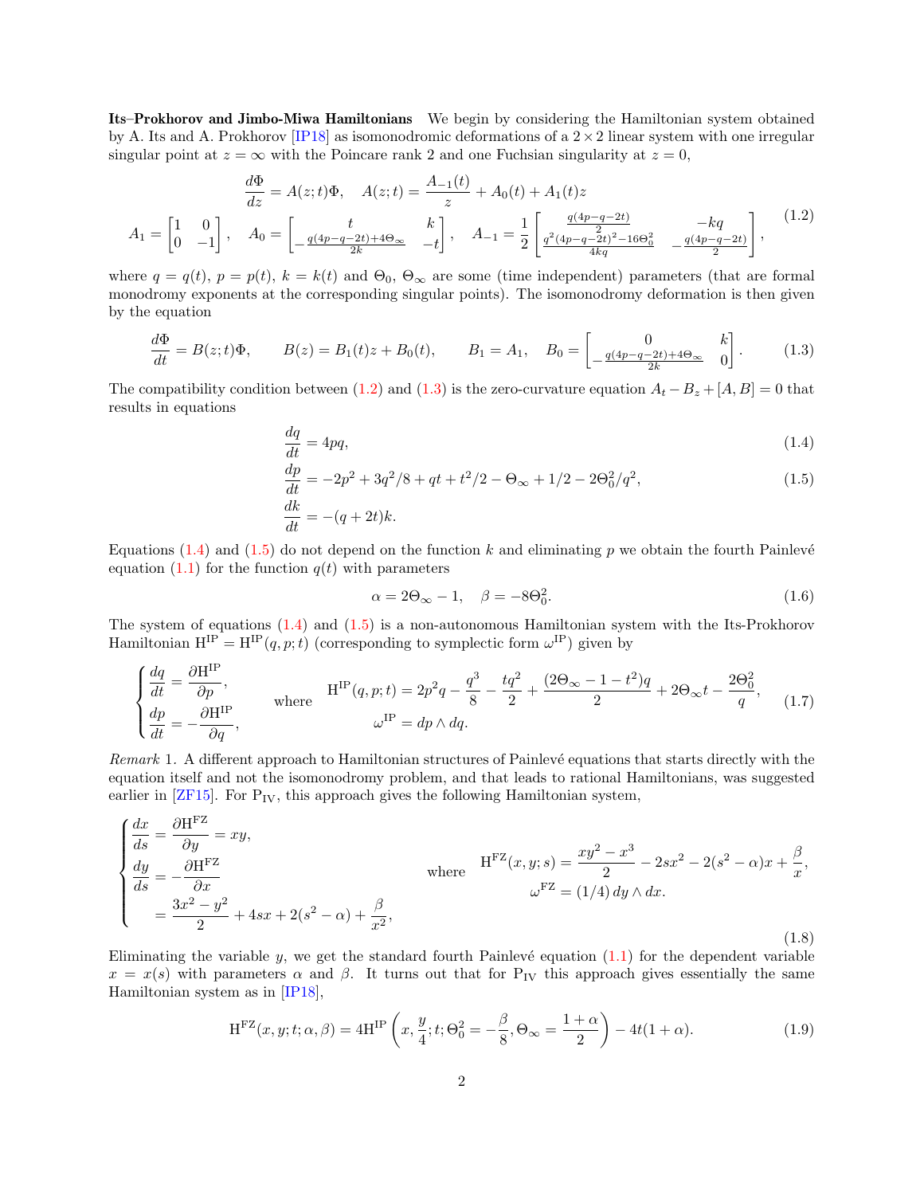**Its–Prokhorov and Jimbo-Miwa Hamiltonians** We begin by considering the Hamiltonian system obtained by A. Its and A. Prokhorov [IP18] as isomonodromic deformations of a $2\times 2$ linear system with one irregular singular point at $z=\infty$ with the Poincare rank 2 and one Fuchsian singularity at $z=0$,

$$
\begin{gathered}
\frac{d\Phi}{dz} = A(z;t)\Phi, \quad A(z;t) = \frac{A_{-1}(t)}{z} + A_0(t) + A_1(t)z \\
A_1 = \begin{bmatrix} 1 & 0 \\ 0 & -1 \end{bmatrix}, \quad A_0 = \begin{bmatrix} t & k \\ -\frac{q(4p-q-2t)+4\Theta_\infty}{2k} & -t \end{bmatrix}, \quad A_{-1} = \frac{1}{2}\begin{bmatrix} \frac{q(4p-q-2t)}{2} & -kq \\ \frac{q^2(4p-q-2t)^2-16\Theta_0^2}{4kq} & -\frac{q(4p-q-2t)}{2} \end{bmatrix},
\end{gathered} \tag{1.2}
$$

where $q=q(t)$, $p=p(t)$, $k=k(t)$ and $\Theta_0$, $\Theta_\infty$ are some (time independent) parameters (that are formal monodromy exponents at the corresponding singular points). The isomonodromy deformation is then given by the equation

$$
\frac{d\Phi}{dt} = B(z;t)\Phi, \qquad B(z) = B_1(t)z + B_0(t), \qquad B_1 = A_1, \quad B_0 = \begin{bmatrix} 0 & k \\ -\frac{q(4p-q-2t)+4\Theta_\infty}{2k} & 0 \end{bmatrix}. \tag{1.3}
$$

The compatibility condition between (1.2) and (1.3) is the zero-curvature equation $A_t - B_z + [A,B] = 0$ that results in equations

$$
\frac{dq}{dt} = 4pq, \tag{1.4}
$$

$$
\frac{dp}{dt} = -2p^2 + 3q^2/8 + qt + t^2/2 - \Theta_\infty + 1/2 - 2\Theta_0^2/q^2, \tag{1.5}
$$

$$
\frac{dk}{dt} = -(q+2t)k.
$$

Equations (1.4) and (1.5) do not depend on the function $k$ and eliminating $p$ we obtain the fourth Painlevé equation (1.1) for the function $q(t)$ with parameters

$$
\alpha = 2\Theta_\infty - 1, \quad \beta = -8\Theta_0^2. \tag{1.6}
$$

The system of equations (1.4) and (1.5) is a non-autonomous Hamiltonian system with the Its-Prokhorov Hamiltonian $\mathrm{H}^{\mathrm{IP}} = \mathrm{H}^{\mathrm{IP}}(q,p;t)$ (corresponding to symplectic form $\omega^{\mathrm{IP}}$) given by

$$
\begin{cases} \dfrac{dq}{dt} = \dfrac{\partial \mathrm{H}^{\mathrm{IP}}}{\partial p}, \\[2mm] \dfrac{dp}{dt} = -\dfrac{\partial \mathrm{H}^{\mathrm{IP}}}{\partial q}, \end{cases} \quad \text{where} \quad \begin{gathered} \mathrm{H}^{\mathrm{IP}}(q,p;t) = 2p^2q - \frac{q^3}{8} - \frac{tq^2}{2} + \frac{(2\Theta_\infty - 1 - t^2)q}{2} + 2\Theta_\infty t - \frac{2\Theta_0^2}{q}, \\ \omega^{\mathrm{IP}} = dp\wedge dq. \end{gathered} \tag{1.7}
$$

*Remark* 1. A different approach to Hamiltonian structures of Painlevé equations that starts directly with the equation itself and not the isomonodromy problem, and that leads to rational Hamiltonians, was suggested earlier in [ZF15]. For $\mathrm{P_{IV}}$, this approach gives the following Hamiltonian system,

$$
\begin{cases} \dfrac{dx}{ds} = \dfrac{\partial \mathrm{H}^{\mathrm{FZ}}}{\partial y} = xy, \\[2mm] \dfrac{dy}{ds} = -\dfrac{\partial \mathrm{H}^{\mathrm{FZ}}}{\partial x} \\[2mm] \quad = \dfrac{3x^2-y^2}{2} + 4sx + 2(s^2-\alpha) + \dfrac{\beta}{x^2}, \end{cases} \quad \text{where} \quad \begin{gathered} \mathrm{H}^{\mathrm{FZ}}(x,y;s) = \frac{xy^2-x^3}{2} - 2sx^2 - 2(s^2-\alpha)x + \frac{\beta}{x}, \\ \omega^{\mathrm{FZ}} = (1/4)\, dy\wedge dx. \end{gathered} \tag{1.8}
$$

Eliminating the variable $y$, we get the standard fourth Painlevé equation (1.1) for the dependent variable $x = x(s)$ with parameters $\alpha$ and $\beta$. It turns out that for $\mathrm{P_{IV}}$ this approach gives essentially the same Hamiltonian system as in [IP18],

$$
\mathrm{H}^{\mathrm{FZ}}(x,y;t;\alpha,\beta) = 4\mathrm{H}^{\mathrm{IP}}\left(x, \frac{y}{4}; t; \Theta_0^2 = -\frac{\beta}{8}, \Theta_\infty = \frac{1+\alpha}{2}\right) - 4t(1+\alpha). \tag{1.9}
$$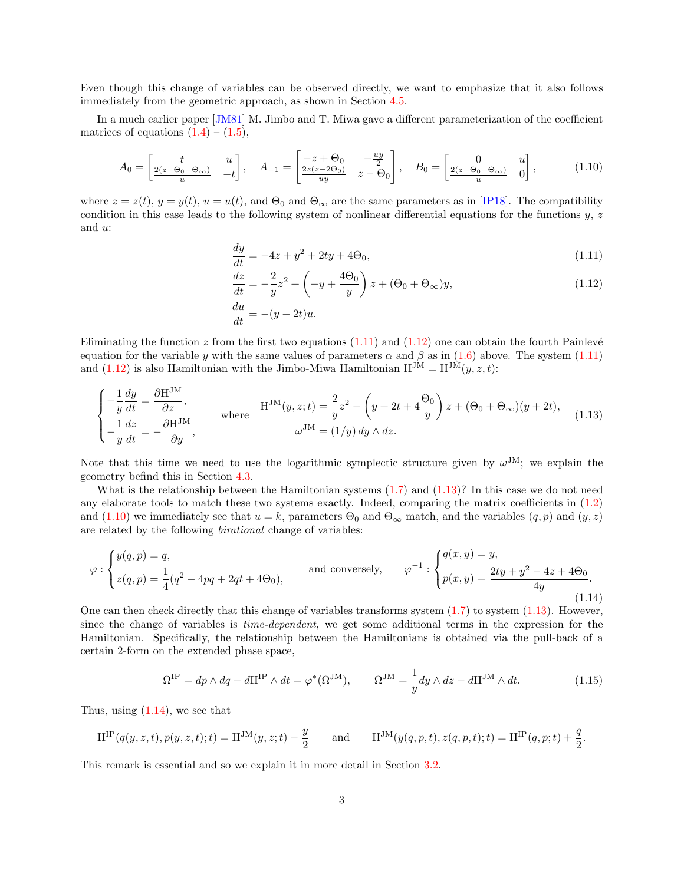Even though this change of variables can be observed directly, we want to emphasize that it also follows immediately from the geometric approach, as shown in Section 4.5.

In a much earlier paper [JM81] M. Jimbo and T. Miwa gave a different parameterization of the coefficient matrices of equations (1.4) – (1.5),

$$A_0 = \begin{bmatrix} t & u \\ \frac{2(z-\Theta_0-\Theta_\infty)}{u} & -t \end{bmatrix}, \quad A_{-1} = \begin{bmatrix} -z+\Theta_0 & -\frac{uy}{2} \\ \frac{2z(z-2\Theta_0)}{uy} & z-\Theta_0 \end{bmatrix}, \quad B_0 = \begin{bmatrix} 0 & u \\ \frac{2(z-\Theta_0-\Theta_\infty)}{u} & 0 \end{bmatrix}, \tag{1.10}$$

where $z = z(t)$, $y = y(t)$, $u = u(t)$, and $\Theta_0$ and $\Theta_\infty$ are the same parameters as in [IP18]. The compatibility condition in this case leads to the following system of nonlinear differential equations for the functions $y$, $z$ and $u$:

$$\frac{dy}{dt} = -4z + y^2 + 2ty + 4\Theta_0, \tag{1.11}$$

$$\frac{dz}{dt} = -\frac{2}{y}z^2 + \left(-y + \frac{4\Theta_0}{y}\right)z + (\Theta_0 + \Theta_\infty)y, \tag{1.12}$$

$$\frac{du}{dt} = -(y-2t)u.$$

Eliminating the function $z$ from the first two equations (1.11) and (1.12) one can obtain the fourth Painlevé equation for the variable $y$ with the same values of parameters $\alpha$ and $\beta$ as in (1.6) above. The system (1.11) and (1.12) is also Hamiltonian with the Jimbo-Miwa Hamiltonian $\mathrm{H}^{\mathrm{JM}} = \mathrm{H}^{\mathrm{JM}}(y,z,t)$:

$$\begin{cases} -\dfrac{1}{y}\dfrac{dy}{dt} = \dfrac{\partial \mathrm{H}^{\mathrm{JM}}}{\partial z}, \\ -\dfrac{1}{y}\dfrac{dz}{dt} = -\dfrac{\partial \mathrm{H}^{\mathrm{JM}}}{\partial y}, \end{cases} \qquad \text{where} \qquad \begin{aligned} \mathrm{H}^{\mathrm{JM}}(y,z;t) &= \frac{2}{y}z^2 - \left(y + 2t + 4\frac{\Theta_0}{y}\right)z + (\Theta_0+\Theta_\infty)(y+2t), \\ \omega^{\mathrm{JM}} &= (1/y)\, dy \wedge dz. \end{aligned} \tag{1.13}$$

Note that this time we need to use the logarithmic symplectic structure given by $\omega^{\mathrm{JM}}$; we explain the geometry befind this in Section 4.3.

What is the relationship between the Hamiltonian systems (1.7) and (1.13)? In this case we do not need any elaborate tools to match these two systems exactly. Indeed, comparing the matrix coefficients in (1.2) and (1.10) we immediately see that $u = k$, parameters $\Theta_0$ and $\Theta_\infty$ match, and the variables $(q,p)$ and $(y,z)$ are related by the following *birational* change of variables:

$$\varphi : \begin{cases} y(q,p) = q, \\ z(q,p) = \dfrac{1}{4}(q^2 - 4pq + 2qt + 4\Theta_0), \end{cases} \qquad \text{and conversely,} \qquad \varphi^{-1} : \begin{cases} q(x,y) = y, \\ p(x,y) = \dfrac{2ty + y^2 - 4z + 4\Theta_0}{4y}. \end{cases} \tag{1.14}$$

One can then check directly that this change of variables transforms system (1.7) to system (1.13). However, since the change of variables is *time-dependent*, we get some additional terms in the expression for the Hamiltonian. Specifically, the relationship between the Hamiltonians is obtained via the pull-back of a certain 2-form on the extended phase space,

$$\Omega^{\mathrm{IP}} = dp \wedge dq - d\mathrm{H}^{\mathrm{IP}} \wedge dt = \varphi^*(\Omega^{\mathrm{JM}}), \qquad \Omega^{\mathrm{JM}} = \frac{1}{y}dy \wedge dz - d\mathrm{H}^{\mathrm{JM}} \wedge dt. \tag{1.15}$$

Thus, using (1.14), we see that

$$\mathrm{H}^{\mathrm{IP}}(q(y,z,t), p(y,z,t); t) = \mathrm{H}^{\mathrm{JM}}(y,z;t) - \frac{y}{2} \qquad \text{and} \qquad \mathrm{H}^{\mathrm{JM}}(y(q,p,t), z(q,p,t); t) = \mathrm{H}^{\mathrm{IP}}(q,p;t) + \frac{q}{2}.$$

This remark is essential and so we explain it in more detail in Section 3.2.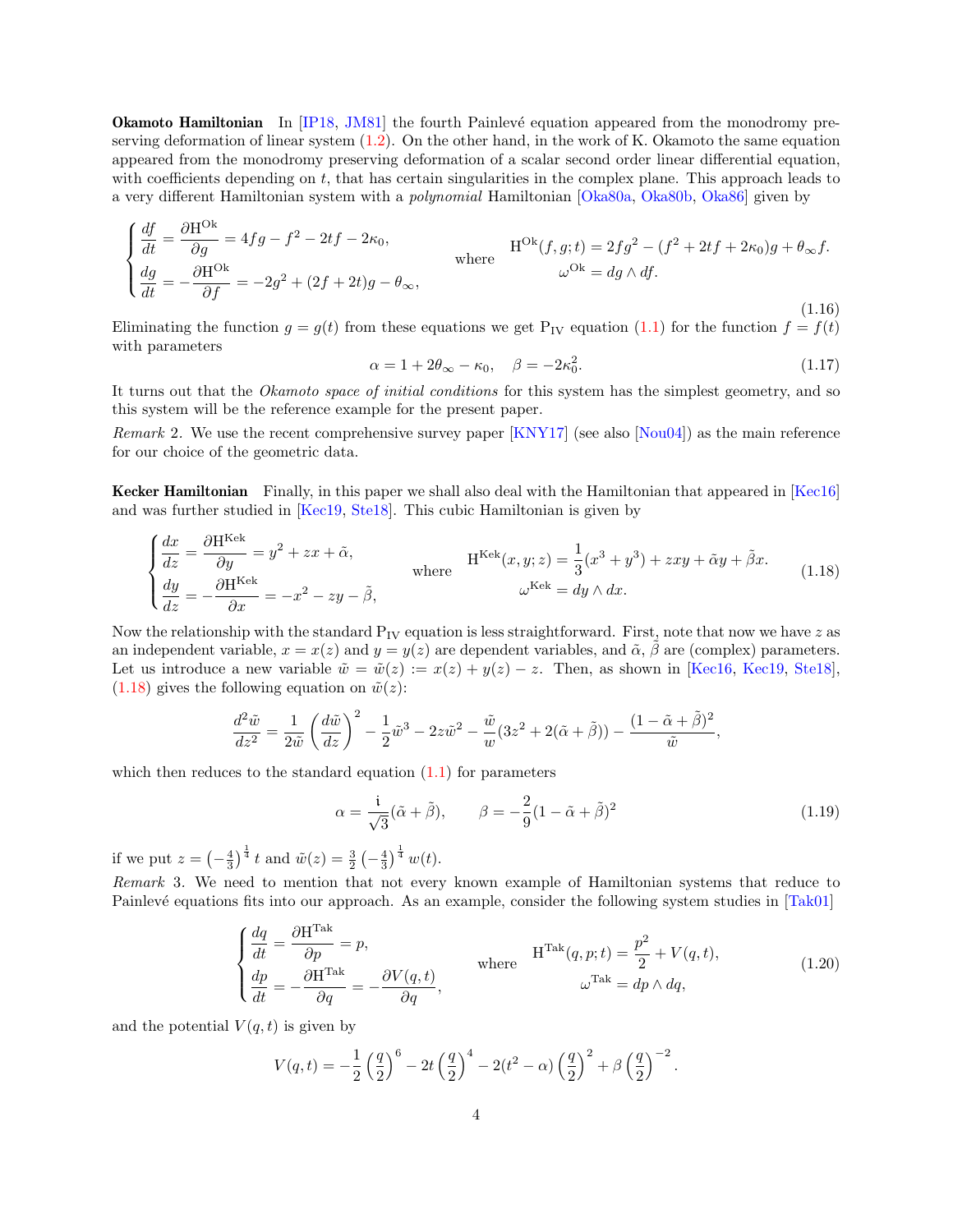**Okamoto Hamiltonian** In [IP18, JM81] the fourth Painlevé equation appeared from the monodromy preserving deformation of linear system (1.2). On the other hand, in the work of K. Okamoto the same equation appeared from the monodromy preserving deformation of a scalar second order linear differential equation, with coefficients depending on $t$, that has certain singularities in the complex plane. This approach leads to a very different Hamiltonian system with a *polynomial* Hamiltonian [Oka80a, Oka80b, Oka86] given by

$$
\begin{cases}
\dfrac{df}{dt} = \dfrac{\partial \mathrm{H}^{\mathrm{Ok}}}{\partial g} = 4fg - f^2 - 2tf - 2\kappa_0, \\[2mm]
\dfrac{dg}{dt} = -\dfrac{\partial \mathrm{H}^{\mathrm{Ok}}}{\partial f} = -2g^2 + (2f + 2t)g - \theta_\infty,
\end{cases}
\quad \text{where} \quad
\begin{aligned}
\mathrm{H}^{\mathrm{Ok}}(f, g; t) &= 2fg^2 - (f^2 + 2tf + 2\kappa_0)g + \theta_\infty f. \\
\omega^{\mathrm{Ok}} &= dg \wedge df.
\end{aligned}
\tag{1.16}
$$

Eliminating the function $g = g(t)$ from these equations we get $\mathrm{P_{IV}}$ equation (1.1) for the function $f = f(t)$ with parameters

$$
\alpha = 1 + 2\theta_\infty - \kappa_0, \quad \beta = -2\kappa_0^2. \tag{1.17}
$$

It turns out that the *Okamoto space of initial conditions* for this system has the simplest geometry, and so this system will be the reference example for the present paper.

*Remark* 2. We use the recent comprehensive survey paper [KNY17] (see also [Nou04]) as the main reference for our choice of the geometric data.

**Kecker Hamiltonian** Finally, in this paper we shall also deal with the Hamiltonian that appeared in [Kec16] and was further studied in [Kec19, Ste18]. This cubic Hamiltonian is given by

$$
\begin{cases}
\dfrac{dx}{dz} = \dfrac{\partial \mathrm{H}^{\mathrm{Kek}}}{\partial y} = y^2 + zx + \tilde{\alpha}, \\[2mm]
\dfrac{dy}{dz} = -\dfrac{\partial \mathrm{H}^{\mathrm{Kek}}}{\partial x} = -x^2 - zy - \tilde{\beta},
\end{cases}
\quad \text{where} \quad
\begin{aligned}
\mathrm{H}^{\mathrm{Kek}}(x, y; z) &= \frac{1}{3}(x^3 + y^3) + zxy + \tilde{\alpha} y + \tilde{\beta} x. \\
\omega^{\mathrm{Kek}} &= dy \wedge dx.
\end{aligned}
\tag{1.18}
$$

Now the relationship with the standard $\mathrm{P_{IV}}$ equation is less straightforward. First, note that now we have $z$ as an independent variable, $x = x(z)$ and $y = y(z)$ are dependent variables, and $\tilde{\alpha}$, $\tilde{\beta}$ are (complex) parameters. Let us introduce a new variable $\tilde{w} = \tilde{w}(z) := x(z) + y(z) - z$. Then, as shown in [Kec16, Kec19, Ste18], (1.18) gives the following equation on $\tilde{w}(z)$:

$$
\frac{d^2\tilde{w}}{dz^2} = \frac{1}{2\tilde{w}}\left(\frac{d\tilde{w}}{dz}\right)^2 - \frac{1}{2}\tilde{w}^3 - 2z\tilde{w}^2 - \frac{\tilde{w}}{w}(3z^2 + 2(\tilde{\alpha} + \tilde{\beta})) - \frac{(1 - \tilde{\alpha} + \tilde{\beta})^2}{\tilde{w}},
$$

which then reduces to the standard equation (1.1) for parameters

$$
\alpha = \frac{\mathfrak{i}}{\sqrt{3}}(\tilde{\alpha} + \tilde{\beta}), \qquad \beta = -\frac{2}{9}(1 - \tilde{\alpha} + \tilde{\beta})^2 \tag{1.19}
$$

if we put $z = \left(-\frac{4}{3}\right)^{\frac{1}{4}} t$ and $\tilde{w}(z) = \frac{3}{2}\left(-\frac{4}{3}\right)^{\frac{1}{4}} w(t)$.

*Remark* 3. We need to mention that not every known example of Hamiltonian systems that reduce to Painlevé equations fits into our approach. As an example, consider the following system studies in [Tak01]

$$
\begin{cases}
\dfrac{dq}{dt} = \dfrac{\partial \mathrm{H}^{\mathrm{Tak}}}{\partial p} = p, \\[2mm]
\dfrac{dp}{dt} = -\dfrac{\partial \mathrm{H}^{\mathrm{Tak}}}{\partial q} = -\dfrac{\partial V(q, t)}{\partial q},
\end{cases}
\quad \text{where} \quad
\begin{aligned}
\mathrm{H}^{\mathrm{Tak}}(q, p; t) &= \frac{p^2}{2} + V(q, t), \\
\omega^{\mathrm{Tak}} &= dp \wedge dq,
\end{aligned}
\tag{1.20}
$$

and the potential $V(q, t)$ is given by

$$
V(q, t) = -\frac{1}{2}\left(\frac{q}{2}\right)^6 - 2t\left(\frac{q}{2}\right)^4 - 2(t^2 - \alpha)\left(\frac{q}{2}\right)^2 + \beta\left(\frac{q}{2}\right)^{-2}.
$$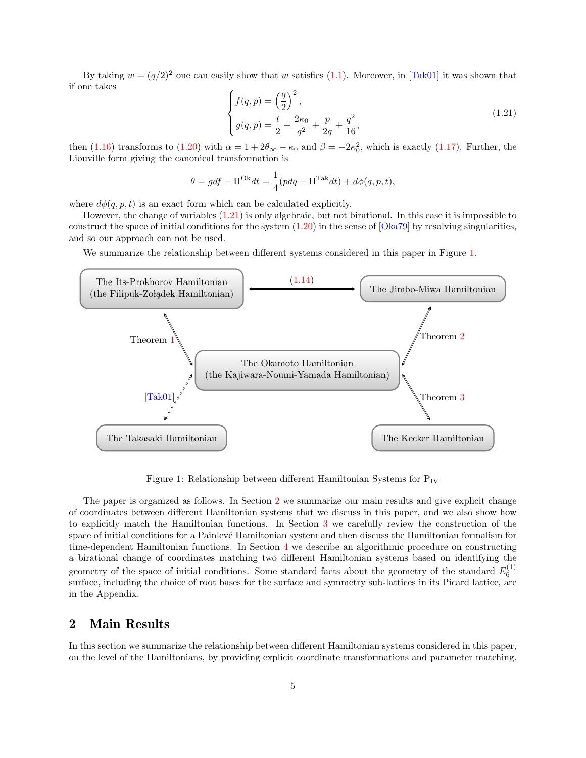By taking $w = (q/2)^2$ one can easily show that $w$ satisfies (1.1). Moreover, in [Tak01] it was shown that if one takes

$$
\begin{cases}
f(q,p) = \left(\dfrac{q}{2}\right)^2, \\
g(q,p) = \dfrac{t}{2} + \dfrac{2\kappa_0}{q^2} + \dfrac{p}{2q} + \dfrac{q^2}{16},
\end{cases}
\tag{1.21}
$$

then (1.16) transforms to (1.20) with $\alpha = 1 + 2\theta_\infty - \kappa_0$ and $\beta = -2\kappa_0^2$, which is exactly (1.17). Further, the Liouville form giving the canonical transformation is

$$
\theta = g df - \mathrm{H}^{\mathrm{Ok}} dt = \frac{1}{4}(p dq - \mathrm{H}^{\mathrm{Tak}} dt) + d\phi(q,p,t),
$$

where $d\phi(q,p,t)$ is an exact form which can be calculated explicitly.

However, the change of variables (1.21) is only algebraic, but not birational. In this case it is impossible to construct the space of initial conditions for the system (1.20) in the sense of [Oka79] by resolving singularities, and so our approach can not be used.

We summarize the relationship between different systems considered in this paper in Figure 1.

| | | |
|---|---|---|
| The Its-Prokhorov Hamiltonian (the Filipuk-Żołądek Hamiltonian) | ⟷ (1.14) ⟷ | The Jimbo-Miwa Hamiltonian |
| Theorem 1 ↕ | The Okamoto Hamiltonian (the Kajiwara-Noumi-Yamada Hamiltonian) | ↕ Theorem 2 |
| [Tak01] ⇣ (dashed) | | ↕ Theorem 3 |
| The Takasaki Hamiltonian | | The Kecker Hamiltonian |

Figure 1: Relationship between different Hamiltonian Systems for $\mathrm{P_{IV}}$

The paper is organized as follows. In Section 2 we summarize our main results and give explicit change of coordinates between different Hamiltonian systems that we discuss in this paper, and we also show how to explicitly match the Hamiltonian functions. In Section 3 we carefully review the construction of the space of initial conditions for a Painlevé Hamiltonian system and then discuss the Hamiltonian formalism for time-dependent Hamiltonian functions. In Section 4 we describe an algorithmic procedure on constructing a birational change of coordinates matching two different Hamiltonian systems based on identifying the geometry of the space of initial conditions. Some standard facts about the geometry of the standard $E_6^{(1)}$ surface, including the choice of root bases for the surface and symmetry sub-lattices in its Picard lattice, are in the Appendix.

## 2 Main Results

In this section we summarize the relationship between different Hamiltonian systems considered in this paper, on the level of the Hamiltonians, by providing explicit coordinate transformations and parameter matching.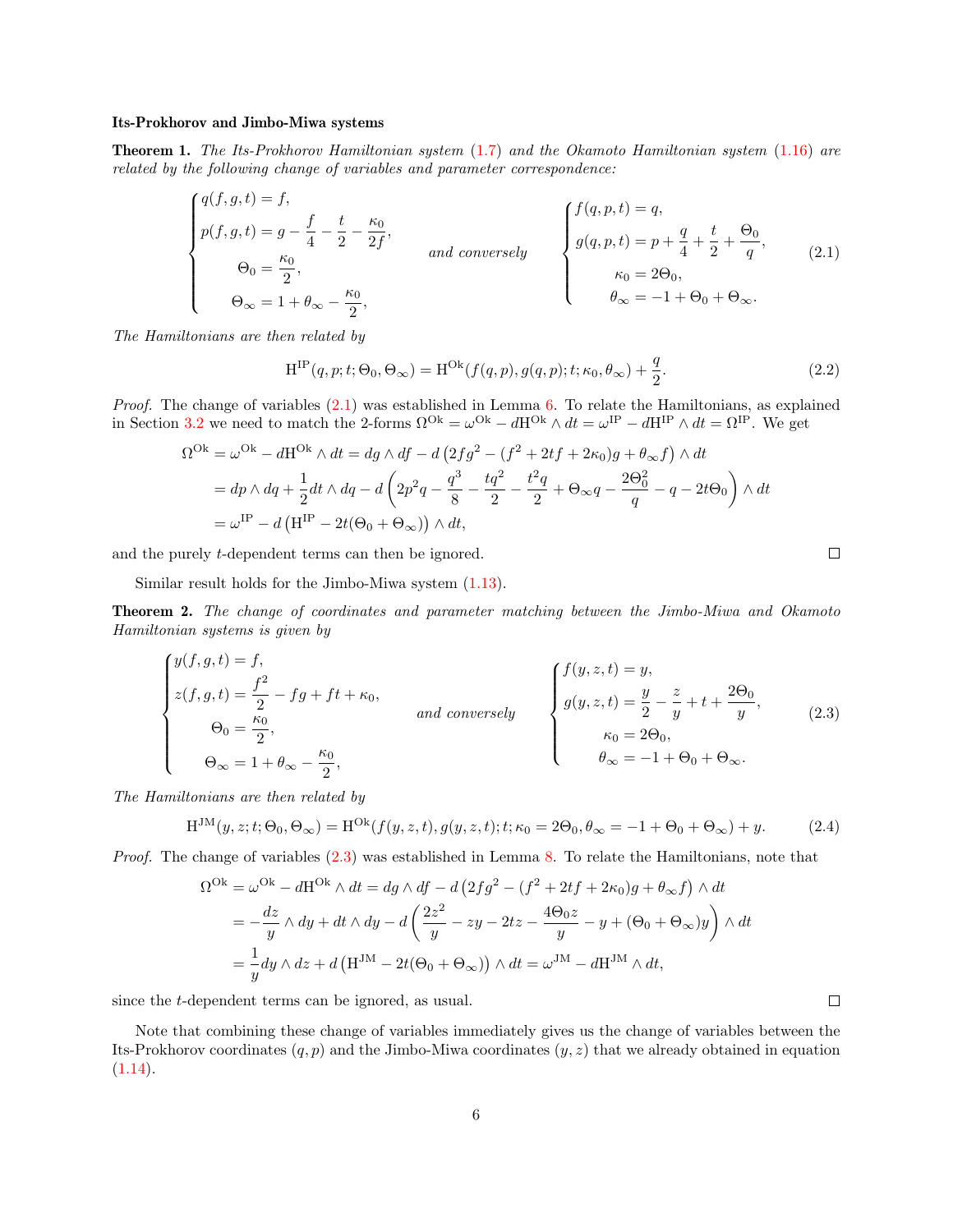**Its-Prokhorov and Jimbo-Miwa systems**

**Theorem 1.** *The Its-Prokhorov Hamiltonian system (1.7) and the Okamoto Hamiltonian system (1.16) are related by the following change of variables and parameter correspondence:*

$$
\begin{cases}
q(f,g,t) = f, \\
p(f,g,t) = g - \dfrac{f}{4} - \dfrac{t}{2} - \dfrac{\kappa_0}{2f}, \\
\qquad \Theta_0 = \dfrac{\kappa_0}{2}, \\
\qquad \Theta_\infty = 1 + \theta_\infty - \dfrac{\kappa_0}{2},
\end{cases}
\qquad \text{and conversely} \qquad
\begin{cases}
f(q,p,t) = q, \\
g(q,p,t) = p + \dfrac{q}{4} + \dfrac{t}{2} + \dfrac{\Theta_0}{q}, \\
\qquad \kappa_0 = 2\Theta_0, \\
\qquad \theta_\infty = -1 + \Theta_0 + \Theta_\infty.
\end{cases}
\tag{2.1}
$$

*The Hamiltonians are then related by*

$$
\mathrm{H}^{\mathrm{IP}}(q,p;t;\Theta_0,\Theta_\infty) = \mathrm{H}^{\mathrm{Ok}}(f(q,p),g(q,p);t;\kappa_0,\theta_\infty) + \frac{q}{2}. \tag{2.2}
$$

*Proof.* The change of variables (2.1) was established in Lemma 6. To relate the Hamiltonians, as explained in Section 3.2 we need to match the 2-forms $\Omega^{\mathrm{Ok}} = \omega^{\mathrm{Ok}} - d\mathrm{H}^{\mathrm{Ok}} \wedge dt = \omega^{\mathrm{IP}} - d\mathrm{H}^{\mathrm{IP}} \wedge dt = \Omega^{\mathrm{IP}}$. We get

$$
\begin{aligned}
\Omega^{\mathrm{Ok}} &= \omega^{\mathrm{Ok}} - d\mathrm{H}^{\mathrm{Ok}} \wedge dt = dg \wedge df - d\left(2fg^2 - (f^2 + 2tf + 2\kappa_0)g + \theta_\infty f\right) \wedge dt \\
&= dp \wedge dq + \frac{1}{2} dt \wedge dq - d\left(2p^2 q - \frac{q^3}{8} - \frac{tq^2}{2} - \frac{t^2 q}{2} + \Theta_\infty q - \frac{2\Theta_0^2}{q} - q - 2t\Theta_0\right) \wedge dt \\
&= \omega^{\mathrm{IP}} - d\left(\mathrm{H}^{\mathrm{IP}} - 2t(\Theta_0 + \Theta_\infty)\right) \wedge dt,
\end{aligned}
$$

and the purely $t$-dependent terms can then be ignored. $\square$

Similar result holds for the Jimbo-Miwa system (1.13).

**Theorem 2.** *The change of coordinates and parameter matching between the Jimbo-Miwa and Okamoto Hamiltonian systems is given by*

$$
\begin{cases}
y(f,g,t) = f, \\
z(f,g,t) = \dfrac{f^2}{2} - fg + ft + \kappa_0, \\
\qquad \Theta_0 = \dfrac{\kappa_0}{2}, \\
\qquad \Theta_\infty = 1 + \theta_\infty - \dfrac{\kappa_0}{2},
\end{cases}
\qquad \text{and conversely} \qquad
\begin{cases}
f(y,z,t) = y, \\
g(y,z,t) = \dfrac{y}{2} - \dfrac{z}{y} + t + \dfrac{2\Theta_0}{y}, \\
\qquad \kappa_0 = 2\Theta_0, \\
\qquad \theta_\infty = -1 + \Theta_0 + \Theta_\infty.
\end{cases}
\tag{2.3}
$$

*The Hamiltonians are then related by*

$$
\mathrm{H}^{\mathrm{JM}}(y,z;t;\Theta_0,\Theta_\infty) = \mathrm{H}^{\mathrm{Ok}}(f(y,z,t),g(y,z,t);t;\kappa_0 = 2\Theta_0, \theta_\infty = -1 + \Theta_0 + \Theta_\infty) + y. \tag{2.4}
$$

*Proof.* The change of variables (2.3) was established in Lemma 8. To relate the Hamiltonians, note that

$$
\begin{aligned}
\Omega^{\mathrm{Ok}} &= \omega^{\mathrm{Ok}} - d\mathrm{H}^{\mathrm{Ok}} \wedge dt = dg \wedge df - d\left(2fg^2 - (f^2 + 2tf + 2\kappa_0)g + \theta_\infty f\right) \wedge dt \\
&= -\frac{dz}{y} \wedge dy + dt \wedge dy - d\left(\frac{2z^2}{y} - zy - 2tz - \frac{4\Theta_0 z}{y} - y + (\Theta_0 + \Theta_\infty)y\right) \wedge dt \\
&= \frac{1}{y} dy \wedge dz + d\left(\mathrm{H}^{\mathrm{JM}} - 2t(\Theta_0 + \Theta_\infty)\right) \wedge dt = \omega^{\mathrm{JM}} - d\mathrm{H}^{\mathrm{JM}} \wedge dt,
\end{aligned}
$$

since the $t$-dependent terms can be ignored, as usual. $\square$

Note that combining these change of variables immediately gives us the change of variables between the Its-Prokhorov coordinates $(q,p)$ and the Jimbo-Miwa coordinates $(y,z)$ that we already obtained in equation (1.14).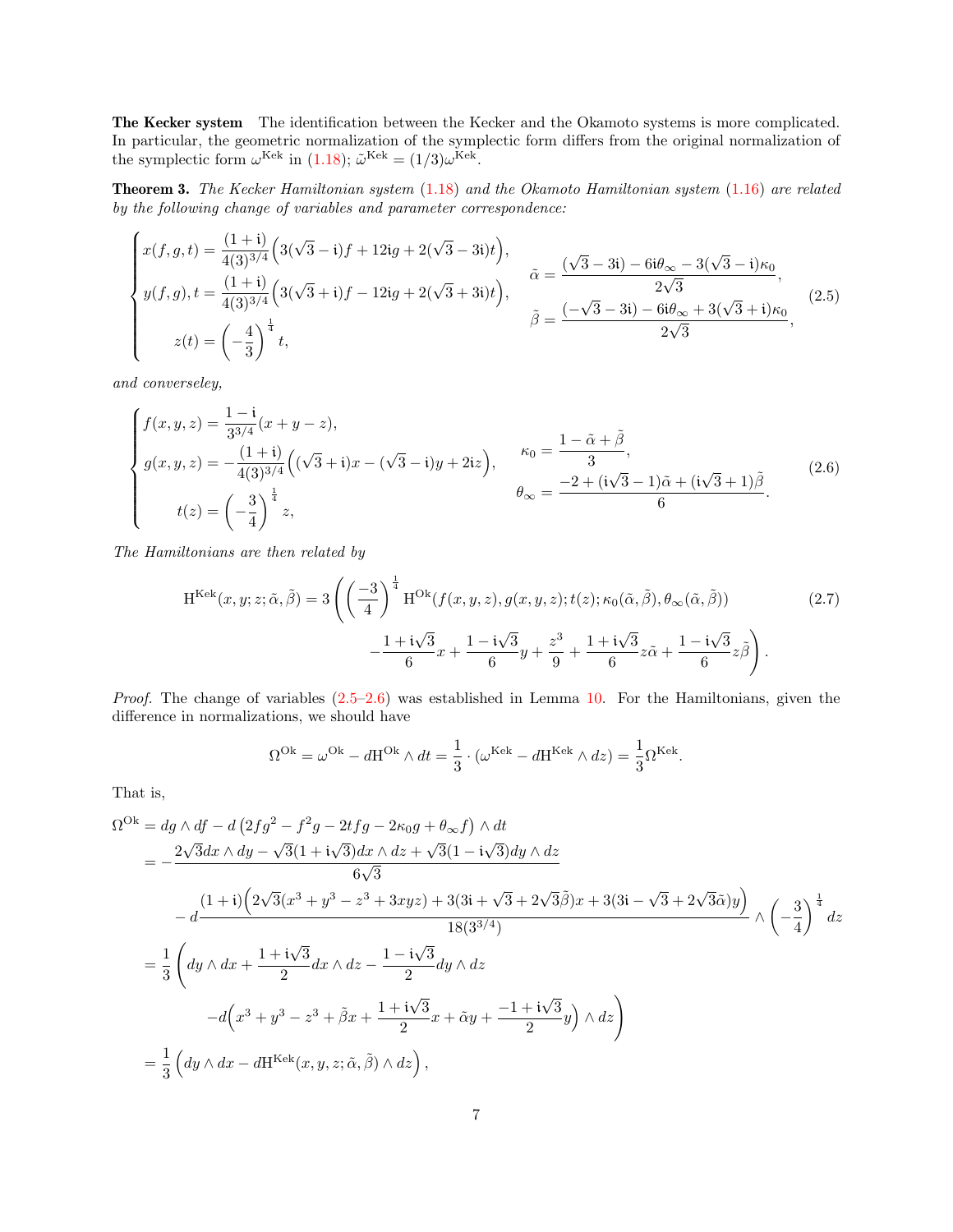**The Kecker system** The identification between the Kecker and the Okamoto systems is more complicated. In particular, the geometric normalization of the symplectic form differs from the original normalization of the symplectic form $\omega^{\mathrm{Kek}}$ in (1.18); $\tilde{\omega}^{\mathrm{Kek}} = (1/3)\omega^{\mathrm{Kek}}$.

**Theorem 3.** *The Kecker Hamiltonian system* (1.18) *and the Okamoto Hamiltonian system* (1.16) *are related by the following change of variables and parameter correspondence:*

$$
\begin{cases}
x(f,g,t) = \dfrac{(1+\mathrm{i})}{4(3)^{3/4}}\Big(3(\sqrt{3}-\mathrm{i})f + 12\mathrm{i}g + 2(\sqrt{3}-3\mathrm{i})t\Big), \\[2mm]
y(f,g), t = \dfrac{(1+\mathrm{i})}{4(3)^{3/4}}\Big(3(\sqrt{3}+\mathrm{i})f - 12\mathrm{i}g + 2(\sqrt{3}+3\mathrm{i})t\Big), \\[2mm]
z(t) = \left(-\dfrac{4}{3}\right)^{\frac{1}{4}} t,
\end{cases}
\qquad
\begin{aligned}
\tilde{\alpha} &= \frac{(\sqrt{3}-3\mathrm{i}) - 6\mathrm{i}\theta_\infty - 3(\sqrt{3}-\mathrm{i})\kappa_0}{2\sqrt{3}}, \\
\tilde{\beta} &= \frac{(-\sqrt{3}-3\mathrm{i}) - 6\mathrm{i}\theta_\infty + 3(\sqrt{3}+\mathrm{i})\kappa_0}{2\sqrt{3}},
\end{aligned}
\tag{2.5}
$$

*and converseley,*

$$
\begin{cases}
f(x,y,z) = \dfrac{1-\mathrm{i}}{3^{3/4}}(x+y-z), \\[2mm]
g(x,y,z) = -\dfrac{(1+\mathrm{i})}{4(3)^{3/4}}\Big((\sqrt{3}+\mathrm{i})x - (\sqrt{3}-\mathrm{i})y + 2\mathrm{i}z\Big), \\[2mm]
t(z) = \left(-\dfrac{3}{4}\right)^{\frac{1}{4}} z,
\end{cases}
\qquad
\begin{aligned}
\kappa_0 &= \frac{1-\tilde{\alpha}+\tilde{\beta}}{3}, \\
\theta_\infty &= \frac{-2 + (\mathrm{i}\sqrt{3}-1)\tilde{\alpha} + (\mathrm{i}\sqrt{3}+1)\tilde{\beta}}{6}.
\end{aligned}
\tag{2.6}
$$

*The Hamiltonians are then related by*

$$
\begin{aligned}
\mathrm{H}^{\mathrm{Kek}}(x,y;z;\tilde{\alpha},\tilde{\beta}) = 3\Bigg(\left(\frac{-3}{4}\right)^{\frac{1}{4}} &\mathrm{H}^{\mathrm{Ok}}(f(x,y,z),g(x,y,z);t(z);\kappa_0(\tilde{\alpha},\tilde{\beta}),\theta_\infty(\tilde{\alpha},\tilde{\beta})) \\
&- \frac{1+\mathrm{i}\sqrt{3}}{6}x + \frac{1-\mathrm{i}\sqrt{3}}{6}y + \frac{z^3}{9} + \frac{1+\mathrm{i}\sqrt{3}}{6}z\tilde{\alpha} + \frac{1-\mathrm{i}\sqrt{3}}{6}z\tilde{\beta}\Bigg).
\end{aligned}
\tag{2.7}
$$

*Proof.* The change of variables (2.5–2.6) was established in Lemma 10. For the Hamiltonians, given the difference in normalizations, we should have

$$
\Omega^{\mathrm{Ok}} = \omega^{\mathrm{Ok}} - d\mathrm{H}^{\mathrm{Ok}} \wedge dt = \frac{1}{3}\cdot(\omega^{\mathrm{Kek}} - d\mathrm{H}^{\mathrm{Kek}} \wedge dz) = \frac{1}{3}\Omega^{\mathrm{Kek}}.
$$

That is,

$$
\begin{aligned}
\Omega^{\mathrm{Ok}} &= dg \wedge df - d\left(2fg^2 - f^2 g - 2tfg - 2\kappa_0 g + \theta_\infty f\right) \wedge dt \\
&= -\frac{2\sqrt{3}dx \wedge dy - \sqrt{3}(1+\mathrm{i}\sqrt{3})dx \wedge dz + \sqrt{3}(1-\mathrm{i}\sqrt{3})dy \wedge dz}{6\sqrt{3}} \\
&\quad - d\frac{(1+\mathrm{i})\Big(2\sqrt{3}(x^3+y^3-z^3+3xyz) + 3(3\mathrm{i}+\sqrt{3}+2\sqrt{3}\tilde{\beta})x + 3(3\mathrm{i}-\sqrt{3}+2\sqrt{3}\tilde{\alpha})y\Big)}{18(3^{3/4})} \wedge \left(-\frac{3}{4}\right)^{\frac{1}{4}} dz \\
&= \frac{1}{3}\Bigg(dy \wedge dx + \frac{1+\mathrm{i}\sqrt{3}}{2}dx \wedge dz - \frac{1-\mathrm{i}\sqrt{3}}{2}dy \wedge dz \\
&\qquad - d\Big(x^3+y^3-z^3+\tilde{\beta}x + \frac{1+\mathrm{i}\sqrt{3}}{2}x + \tilde{\alpha}y + \frac{-1+\mathrm{i}\sqrt{3}}{2}y\Big) \wedge dz\Bigg) \\
&= \frac{1}{3}\left(dy \wedge dx - d\mathrm{H}^{\mathrm{Kek}}(x,y,z;\tilde{\alpha},\tilde{\beta}) \wedge dz\right),
\end{aligned}
$$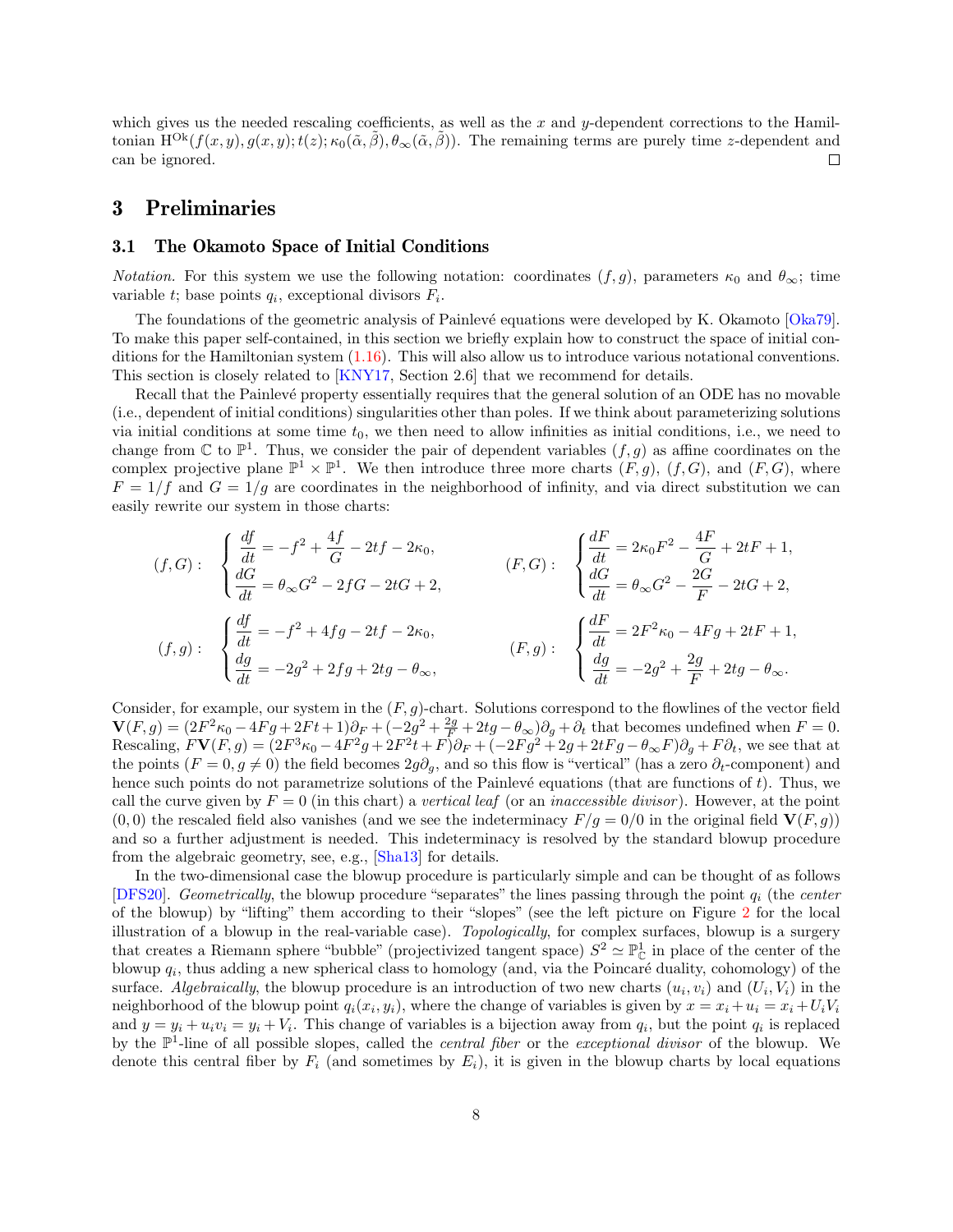which gives us the needed rescaling coefficients, as well as the $x$ and $y$-dependent corrections to the Hamiltonian $\mathrm{H}^{\mathrm{Ok}}(f(x,y), g(x,y); t(z); \kappa_0(\tilde{\alpha},\tilde{\beta}), \theta_\infty(\tilde{\alpha},\tilde{\beta}))$. The remaining terms are purely time $z$-dependent and can be ignored. □

# 3 Preliminaries

## 3.1 The Okamoto Space of Initial Conditions

*Notation.* For this system we use the following notation: coordinates $(f,g)$, parameters $\kappa_0$ and $\theta_\infty$; time variable $t$; base points $q_i$, exceptional divisors $F_i$.

The foundations of the geometric analysis of Painlevé equations were developed by K. Okamoto [Oka79]. To make this paper self-contained, in this section we briefly explain how to construct the space of initial conditions for the Hamiltonian system (1.16). This will also allow us to introduce various notational conventions. This section is closely related to [KNY17, Section 2.6] that we recommend for details.

Recall that the Painlevé property essentially requires that the general solution of an ODE has no movable (i.e., dependent of initial conditions) singularities other than poles. If we think about parameterizing solutions via initial conditions at some time $t_0$, we then need to allow infinities as initial conditions, i.e., we need to change from $\mathbb{C}$ to $\mathbb{P}^1$. Thus, we consider the pair of dependent variables $(f,g)$ as affine coordinates on the complex projective plane $\mathbb{P}^1\times\mathbb{P}^1$. We then introduce three more charts $(F,g)$, $(f,G)$, and $(F,G)$, where $F=1/f$ and $G=1/g$ are coordinates in the neighborhood of infinity, and via direct substitution we can easily rewrite our system in those charts:

$$(f,G):\quad \begin{cases} \dfrac{df}{dt} = -f^2 + \dfrac{4f}{G} - 2tf - 2\kappa_0, \\[2mm] \dfrac{dG}{dt} = \theta_\infty G^2 - 2fG - 2tG + 2, \end{cases} \qquad (F,G):\quad \begin{cases} \dfrac{dF}{dt} = 2\kappa_0 F^2 - \dfrac{4F}{G} + 2tF + 1, \\[2mm] \dfrac{dG}{dt} = \theta_\infty G^2 - \dfrac{2G}{F} - 2tG + 2, \end{cases}$$

$$(f,g):\quad \begin{cases} \dfrac{df}{dt} = -f^2 + 4fg - 2tf - 2\kappa_0, \\[2mm] \dfrac{dg}{dt} = -2g^2 + 2fg + 2tg - \theta_\infty, \end{cases} \qquad (F,g):\quad \begin{cases} \dfrac{dF}{dt} = 2F^2\kappa_0 - 4Fg + 2tF + 1, \\[2mm] \dfrac{dg}{dt} = -2g^2 + \dfrac{2g}{F} + 2tg - \theta_\infty. \end{cases}$$

Consider, for example, our system in the $(F,g)$-chart. Solutions correspond to the flowlines of the vector field $\mathbf{V}(F,g) = (2F^2\kappa_0 - 4Fg + 2Ft + 1)\partial_F + (-2g^2 + \frac{2g}{F} + 2tg - \theta_\infty)\partial_g + \partial_t$ that becomes undefined when $F=0$. Rescaling, $F\mathbf{V}(F,g) = (2F^3\kappa_0 - 4F^2g + 2F^2t + F)\partial_F + (-2Fg^2 + 2g + 2tFg - \theta_\infty F)\partial_g + F\partial_t$, we see that at the points $(F=0, g\neq 0)$ the field becomes $2g\partial_g$, and so this flow is "vertical" (has a zero $\partial_t$-component) and hence such points do not parametrize solutions of the Painlevé equations (that are functions of $t$). Thus, we call the curve given by $F=0$ (in this chart) a *vertical leaf* (or an *inaccessible divisor*). However, at the point $(0,0)$ the rescaled field also vanishes (and we see the indeterminacy $F/g = 0/0$ in the original field $\mathbf{V}(F,g)$) and so a further adjustment is needed. This indeterminacy is resolved by the standard blowup procedure from the algebraic geometry, see, e.g., [Sha13] for details.

In the two-dimensional case the blowup procedure is particularly simple and can be thought of as follows [DFS20]. *Geometrically*, the blowup procedure "separates" the lines passing through the point $q_i$ (the *center* of the blowup) by "lifting" them according to their "slopes" (see the left picture on Figure 2 for the local illustration of a blowup in the real-variable case). *Topologically*, for complex surfaces, blowup is a surgery that creates a Riemann sphere "bubble" (projectivized tangent space) $S^2\simeq\mathbb{P}^1_{\mathbb{C}}$ in place of the center of the blowup $q_i$, thus adding a new spherical class to homology (and, via the Poincaré duality, cohomology) of the surface. *Algebraically*, the blowup procedure is an introduction of two new charts $(u_i,v_i)$ and $(U_i,V_i)$ in the neighborhood of the blowup point $q_i(x_i,y_i)$, where the change of variables is given by $x = x_i + u_i = x_i + U_iV_i$ and $y = y_i + u_iv_i = y_i + V_i$. This change of variables is a bijection away from $q_i$, but the point $q_i$ is replaced by the $\mathbb{P}^1$-line of all possible slopes, called the *central fiber* or the *exceptional divisor* of the blowup. We denote this central fiber by $F_i$ (and sometimes by $E_i$), it is given in the blowup charts by local equations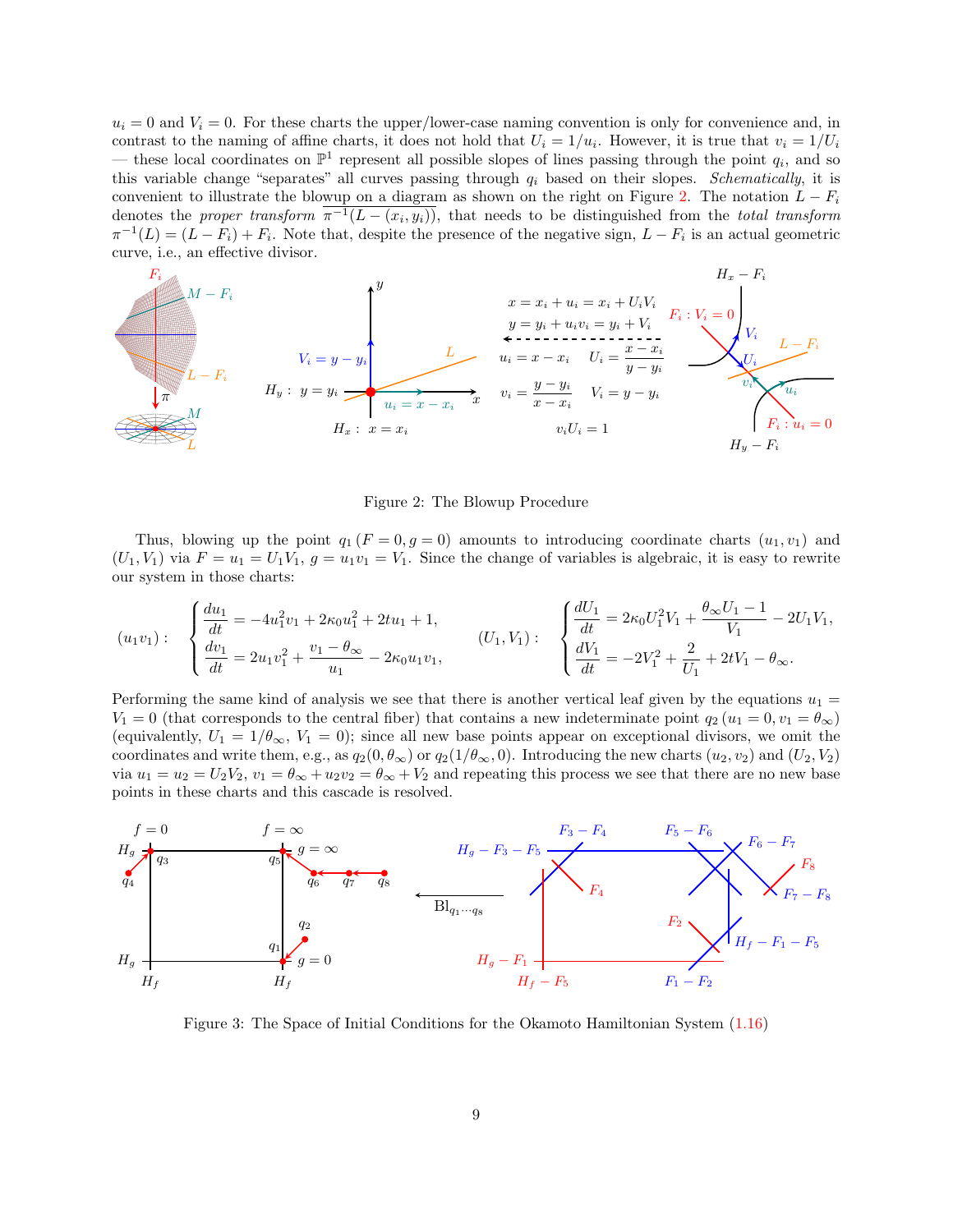$u_i = 0$ and $V_i = 0$. For these charts the upper/lower-case naming convention is only for convenience and, in contrast to the naming of affine charts, it does not hold that $U_i = 1/u_i$. However, it is true that $v_i = 1/U_i$ — these local coordinates on $\mathbb{P}^1$ represent all possible slopes of lines passing through the point $q_i$, and so this variable change "separates" all curves passing through $q_i$ based on their slopes. *Schematically*, it is convenient to illustrate the blowup on a diagram as shown on the right on Figure 2. The notation $L - F_i$ denotes the *proper transform* $\overline{\pi^{-1}(L - (x_i, y_i))}$, that needs to be distinguished from the *total transform* $\pi^{-1}(L) = (L - F_i) + F_i$. Note that, despite the presence of the negative sign, $L - F_i$ is an actual geometric curve, i.e., an effective divisor.

Figure 2: The Blowup Procedure

Thus, blowing up the point $q_1\,(F = 0, g = 0)$ amounts to introducing coordinate charts $(u_1, v_1)$ and $(U_1, V_1)$ via $F = u_1 = U_1 V_1$, $g = u_1 v_1 = V_1$. Since the change of variables is algebraic, it is easy to rewrite our system in those charts:

$$
(u_1 v_1): \quad \begin{cases} \dfrac{du_1}{dt} = -4u_1^2 v_1 + 2\kappa_0 u_1^2 + 2t u_1 + 1, \\[2mm] \dfrac{dv_1}{dt} = 2u_1 v_1^2 + \dfrac{v_1 - \theta_\infty}{u_1} - 2\kappa_0 u_1 v_1, \end{cases} \qquad (U_1, V_1): \quad \begin{cases} \dfrac{dU_1}{dt} = 2\kappa_0 U_1^2 V_1 + \dfrac{\theta_\infty U_1 - 1}{V_1} - 2U_1 V_1, \\[2mm] \dfrac{dV_1}{dt} = -2V_1^2 + \dfrac{2}{U_1} + 2tV_1 - \theta_\infty. \end{cases}
$$

Performing the same kind of analysis we see that there is another vertical leaf given by the equations $u_1 = V_1 = 0$ (that corresponds to the central fiber) that contains a new indeterminate point $q_2\,(u_1 = 0, v_1 = \theta_\infty)$ (equivalently, $U_1 = 1/\theta_\infty$, $V_1 = 0$); since all new base points appear on exceptional divisors, we omit the coordinates and write them, e.g., as $q_2(0, \theta_\infty)$ or $q_2(1/\theta_\infty, 0)$. Introducing the new charts $(u_2, v_2)$ and $(U_2, V_2)$ via $u_1 = u_2 = U_2 V_2$, $v_1 = \theta_\infty + u_2 v_2 = \theta_\infty + V_2$ and repeating this process we see that there are no new base points in these charts and this cascade is resolved.

Figure 3: The Space of Initial Conditions for the Okamoto Hamiltonian System (1.16)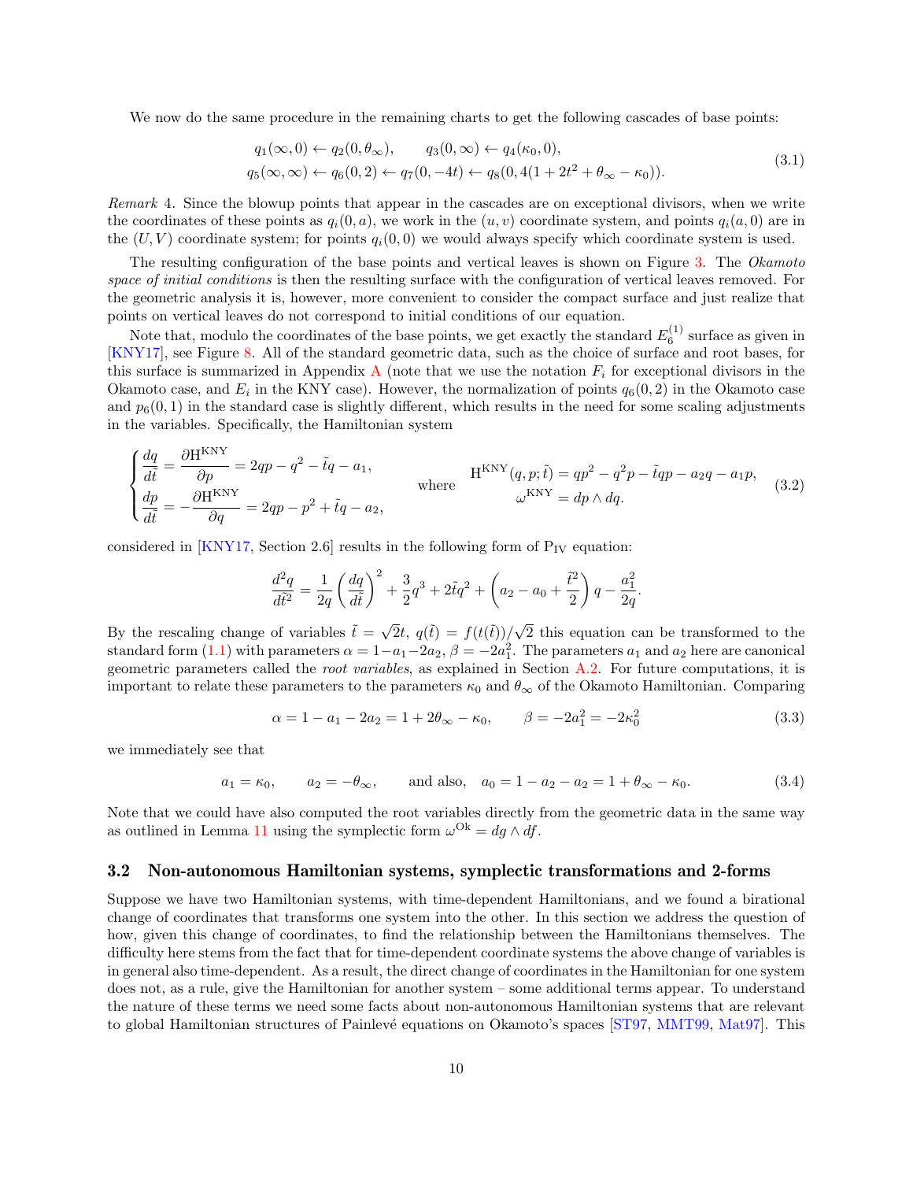We now do the same procedure in the remaining charts to get the following cascades of base points:

$$
\begin{aligned}
&q_1(\infty, 0) \leftarrow q_2(0, \theta_\infty), \qquad q_3(0, \infty) \leftarrow q_4(\kappa_0, 0),\\
&q_5(\infty, \infty) \leftarrow q_6(0, 2) \leftarrow q_7(0, -4t) \leftarrow q_8(0, 4(1 + 2t^2 + \theta_\infty - \kappa_0)).
\end{aligned}
\tag{3.1}
$$

*Remark* 4. Since the blowup points that appear in the cascades are on exceptional divisors, when we write the coordinates of these points as $q_i(0, a)$, we work in the $(u, v)$ coordinate system, and points $q_i(a, 0)$ are in the $(U, V)$ coordinate system; for points $q_i(0, 0)$ we would always specify which coordinate system is used.

The resulting configuration of the base points and vertical leaves is shown on Figure 3. The *Okamoto space of initial conditions* is then the resulting surface with the configuration of vertical leaves removed. For the geometric analysis it is, however, more convenient to consider the compact surface and just realize that points on vertical leaves do not correspond to initial conditions of our equation.

Note that, modulo the coordinates of the base points, we get exactly the standard $E_6^{(1)}$ surface as given in [KNY17], see Figure 8. All of the standard geometric data, such as the choice of surface and root bases, for this surface is summarized in Appendix A (note that we use the notation $F_i$ for exceptional divisors in the Okamoto case, and $E_i$ in the KNY case). However, the normalization of points $q_6(0, 2)$ in the Okamoto case and $p_6(0, 1)$ in the standard case is slightly different, which results in the need for some scaling adjustments in the variables. Specifically, the Hamiltonian system

$$
\begin{cases}
\dfrac{dq}{d\tilde{t}} = \dfrac{\partial \mathrm{H}^{\mathrm{KNY}}}{\partial p} = 2qp - q^2 - \tilde{t}q - a_1,\\[2ex]
\dfrac{dp}{d\tilde{t}} = -\dfrac{\partial \mathrm{H}^{\mathrm{KNY}}}{\partial q} = 2qp - p^2 + \tilde{t}q - a_2,
\end{cases}
\quad \text{where} \quad
\begin{aligned}
\mathrm{H}^{\mathrm{KNY}}(q, p; \tilde{t}) &= qp^2 - q^2p - \tilde{t}qp - a_2q - a_1p,\\
\omega^{\mathrm{KNY}} &= dp \wedge dq.
\end{aligned}
\tag{3.2}
$$

considered in [KNY17, Section 2.6] results in the following form of $\mathrm{P}_{\mathrm{IV}}$ equation:

$$
\frac{d^2q}{d\tilde{t}^2} = \frac{1}{2q}\left(\frac{dq}{d\tilde{t}}\right)^2 + \frac{3}{2}q^3 + 2\tilde{t}q^2 + \left(a_2 - a_0 + \frac{\tilde{t}^2}{2}\right)q - \frac{a_1^2}{2q}.
$$

By the rescaling change of variables $\tilde{t} = \sqrt{2}t$, $q(\tilde{t}) = f(t(\tilde{t}))/\sqrt{2}$ this equation can be transformed to the standard form (1.1) with parameters $\alpha = 1 - a_1 - 2a_2$, $\beta = -2a_1^2$. The parameters $a_1$ and $a_2$ here are canonical geometric parameters called the *root variables*, as explained in Section A.2. For future computations, it is important to relate these parameters to the parameters $\kappa_0$ and $\theta_\infty$ of the Okamoto Hamiltonian. Comparing

$$
\alpha = 1 - a_1 - 2a_2 = 1 + 2\theta_\infty - \kappa_0, \qquad \beta = -2a_1^2 = -2\kappa_0^2 \tag{3.3}
$$

we immediately see that

$$
a_1 = \kappa_0, \qquad a_2 = -\theta_\infty, \qquad \text{and also,} \quad a_0 = 1 - a_2 - a_2 = 1 + \theta_\infty - \kappa_0. \tag{3.4}
$$

Note that we could have also computed the root variables directly from the geometric data in the same way as outlined in Lemma 11 using the symplectic form $\omega^{\mathrm{Ok}} = dg \wedge df$.

## 3.2 Non-autonomous Hamiltonian systems, symplectic transformations and 2-forms

Suppose we have two Hamiltonian systems, with time-dependent Hamiltonians, and we found a birational change of coordinates that transforms one system into the other. In this section we address the question of how, given this change of coordinates, to find the relationship between the Hamiltonians themselves. The difficulty here stems from the fact that for time-dependent coordinate systems the above change of variables is in general also time-dependent. As a result, the direct change of coordinates in the Hamiltonian for one system does not, as a rule, give the Hamiltonian for another system – some additional terms appear. To understand the nature of these terms we need some facts about non-autonomous Hamiltonian systems that are relevant to global Hamiltonian structures of Painlevé equations on Okamoto's spaces [ST97, MMT99, Mat97]. This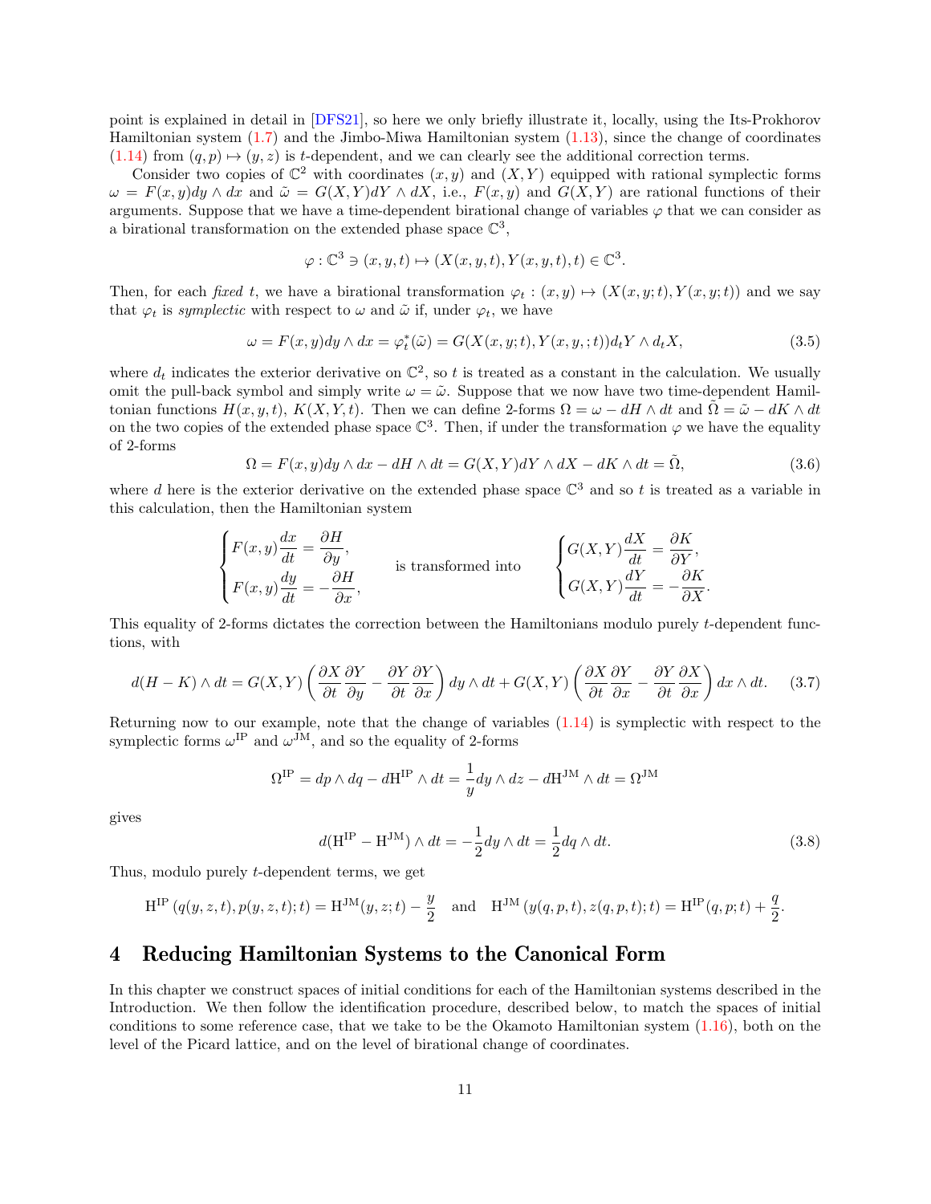point is explained in detail in [DFS21], so here we only briefly illustrate it, locally, using the Its-Prokhorov Hamiltonian system (1.7) and the Jimbo-Miwa Hamiltonian system (1.13), since the change of coordinates (1.14) from $(q,p) \mapsto (y,z)$ is $t$-dependent, and we can clearly see the additional correction terms.

Consider two copies of $\mathbb{C}^2$ with coordinates $(x,y)$ and $(X,Y)$ equipped with rational symplectic forms $\omega = F(x,y)dy \wedge dx$ and $\tilde{\omega} = G(X,Y)dY \wedge dX$, i.e., $F(x,y)$ and $G(X,Y)$ are rational functions of their arguments. Suppose that we have a time-dependent birational change of variables $\varphi$ that we can consider as a birational transformation on the extended phase space $\mathbb{C}^3$,

$$\varphi : \mathbb{C}^3 \ni (x,y,t) \mapsto (X(x,y,t), Y(x,y,t), t) \in \mathbb{C}^3.$$

Then, for each *fixed* $t$, we have a birational transformation $\varphi_t : (x,y) \mapsto (X(x,y;t), Y(x,y;t))$ and we say that $\varphi_t$ is *symplectic* with respect to $\omega$ and $\tilde{\omega}$ if, under $\varphi_t$, we have

$$\omega = F(x,y)dy \wedge dx = \varphi_t^*(\tilde{\omega}) = G(X(x,y;t), Y(x,y,;t))d_tY \wedge d_tX, \tag{3.5}$$

where $d_t$ indicates the exterior derivative on $\mathbb{C}^2$, so $t$ is treated as a constant in the calculation. We usually omit the pull-back symbol and simply write $\omega = \tilde{\omega}$. Suppose that we now have two time-dependent Hamiltonian functions $H(x,y,t)$, $K(X,Y,t)$. Then we can define 2-forms $\Omega = \omega - dH \wedge dt$ and $\tilde{\Omega} = \tilde{\omega} - dK \wedge dt$ on the two copies of the extended phase space $\mathbb{C}^3$. Then, if under the transformation $\varphi$ we have the equality of 2-forms

$$\Omega = F(x,y)dy \wedge dx - dH \wedge dt = G(X,Y)dY \wedge dX - dK \wedge dt = \tilde{\Omega}, \tag{3.6}$$

where $d$ here is the exterior derivative on the extended phase space $\mathbb{C}^3$ and so $t$ is treated as a variable in this calculation, then the Hamiltonian system

$$\begin{cases} F(x,y)\dfrac{dx}{dt} = \dfrac{\partial H}{\partial y}, \\ F(x,y)\dfrac{dy}{dt} = -\dfrac{\partial H}{\partial x}, \end{cases} \qquad \text{is transformed into} \qquad \begin{cases} G(X,Y)\dfrac{dX}{dt} = \dfrac{\partial K}{\partial Y}, \\ G(X,Y)\dfrac{dY}{dt} = -\dfrac{\partial K}{\partial X}. \end{cases}$$

This equality of 2-forms dictates the correction between the Hamiltonians modulo purely $t$-dependent functions, with

$$d(H-K)\wedge dt = G(X,Y)\left(\frac{\partial X}{\partial t}\frac{\partial Y}{\partial y} - \frac{\partial Y}{\partial t}\frac{\partial Y}{\partial x}\right)dy \wedge dt + G(X,Y)\left(\frac{\partial X}{\partial t}\frac{\partial Y}{\partial x} - \frac{\partial Y}{\partial t}\frac{\partial X}{\partial x}\right)dx \wedge dt. \tag{3.7}$$

Returning now to our example, note that the change of variables (1.14) is symplectic with respect to the symplectic forms $\omega^{\mathrm{IP}}$ and $\omega^{\mathrm{JM}}$, and so the equality of 2-forms

$$\Omega^{\mathrm{IP}} = dp \wedge dq - d\mathrm{H}^{\mathrm{IP}} \wedge dt = \frac{1}{y}dy \wedge dz - d\mathrm{H}^{\mathrm{JM}} \wedge dt = \Omega^{\mathrm{JM}}$$

gives

$$d(\mathrm{H}^{\mathrm{IP}} - \mathrm{H}^{\mathrm{JM}}) \wedge dt = -\frac{1}{2}dy \wedge dt = \frac{1}{2}dq \wedge dt. \tag{3.8}$$

Thus, modulo purely $t$-dependent terms, we get

$$\mathrm{H}^{\mathrm{IP}}\left(q(y,z,t), p(y,z,t); t\right) = \mathrm{H}^{\mathrm{JM}}(y,z;t) - \frac{y}{2} \quad \text{and} \quad \mathrm{H}^{\mathrm{JM}}\left(y(q,p,t), z(q,p,t); t\right) = \mathrm{H}^{\mathrm{IP}}(q,p;t) + \frac{q}{2}.$$

# 4 Reducing Hamiltonian Systems to the Canonical Form

In this chapter we construct spaces of initial conditions for each of the Hamiltonian systems described in the Introduction. We then follow the identification procedure, described below, to match the spaces of initial conditions to some reference case, that we take to be the Okamoto Hamiltonian system (1.16), both on the level of the Picard lattice, and on the level of birational change of coordinates.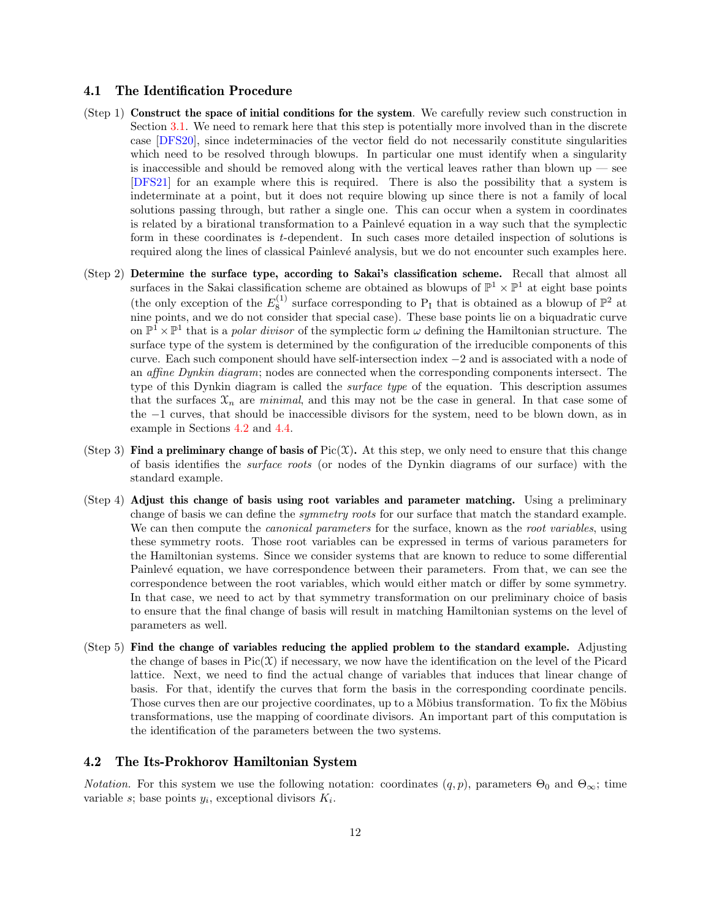### 4.1 The Identification Procedure

(Step 1) **Construct the space of initial conditions for the system**. We carefully review such construction in Section 3.1. We need to remark here that this step is potentially more involved than in the discrete case [DFS20], since indeterminacies of the vector field do not necessarily constitute singularities which need to be resolved through blowups. In particular one must identify when a singularity is inaccessible and should be removed along with the vertical leaves rather than blown up — see [DFS21] for an example where this is required. There is also the possibility that a system is indeterminate at a point, but it does not require blowing up since there is not a family of local solutions passing through, but rather a single one. This can occur when a system in coordinates is related by a birational transformation to a Painlevé equation in a way such that the symplectic form in these coordinates is $t$-dependent. In such cases more detailed inspection of solutions is required along the lines of classical Painlevé analysis, but we do not encounter such examples here.

(Step 2) **Determine the surface type, according to Sakai's classification scheme.** Recall that almost all surfaces in the Sakai classification scheme are obtained as blowups of $\mathbb{P}^1 \times \mathbb{P}^1$ at eight base points (the only exception of the $E_8^{(1)}$ surface corresponding to $\mathrm{P_I}$ that is obtained as a blowup of $\mathbb{P}^2$ at nine points, and we do not consider that special case). These base points lie on a biquadratic curve on $\mathbb{P}^1 \times \mathbb{P}^1$ that is a *polar divisor* of the symplectic form $\omega$ defining the Hamiltonian structure. The surface type of the system is determined by the configuration of the irreducible components of this curve. Each such component should have self-intersection index $-2$ and is associated with a node of an *affine Dynkin diagram*; nodes are connected when the corresponding components intersect. The type of this Dynkin diagram is called the *surface type* of the equation. This description assumes that the surfaces $\mathcal{X}_n$ are *minimal*, and this may not be the case in general. In that case some of the $-1$ curves, that should be inaccessible divisors for the system, need to be blown down, as in example in Sections 4.2 and 4.4.

(Step 3) **Find a preliminary change of basis of $\mathrm{Pic}(\mathcal{X})$.** At this step, we only need to ensure that this change of basis identifies the *surface roots* (or nodes of the Dynkin diagrams of our surface) with the standard example.

(Step 4) **Adjust this change of basis using root variables and parameter matching.** Using a preliminary change of basis we can define the *symmetry roots* for our surface that match the standard example. We can then compute the *canonical parameters* for the surface, known as the *root variables*, using these symmetry roots. Those root variables can be expressed in terms of various parameters for the Hamiltonian systems. Since we consider systems that are known to reduce to some differential Painlevé equation, we have correspondence between their parameters. From that, we can see the correspondence between the root variables, which would either match or differ by some symmetry. In that case, we need to act by that symmetry transformation on our preliminary choice of basis to ensure that the final change of basis will result in matching Hamiltonian systems on the level of parameters as well.

(Step 5) **Find the change of variables reducing the applied problem to the standard example.** Adjusting the change of bases in $\mathrm{Pic}(\mathcal{X})$ if necessary, we now have the identification on the level of the Picard lattice. Next, we need to find the actual change of variables that induces that linear change of basis. For that, identify the curves that form the basis in the corresponding coordinate pencils. Those curves then are our projective coordinates, up to a Möbius transformation. To fix the Möbius transformations, use the mapping of coordinate divisors. An important part of this computation is the identification of the parameters between the two systems.

### 4.2 The Its-Prokhorov Hamiltonian System

*Notation.* For this system we use the following notation: coordinates $(q, p)$, parameters $\Theta_0$ and $\Theta_\infty$; time variable $s$; base points $y_i$, exceptional divisors $K_i$.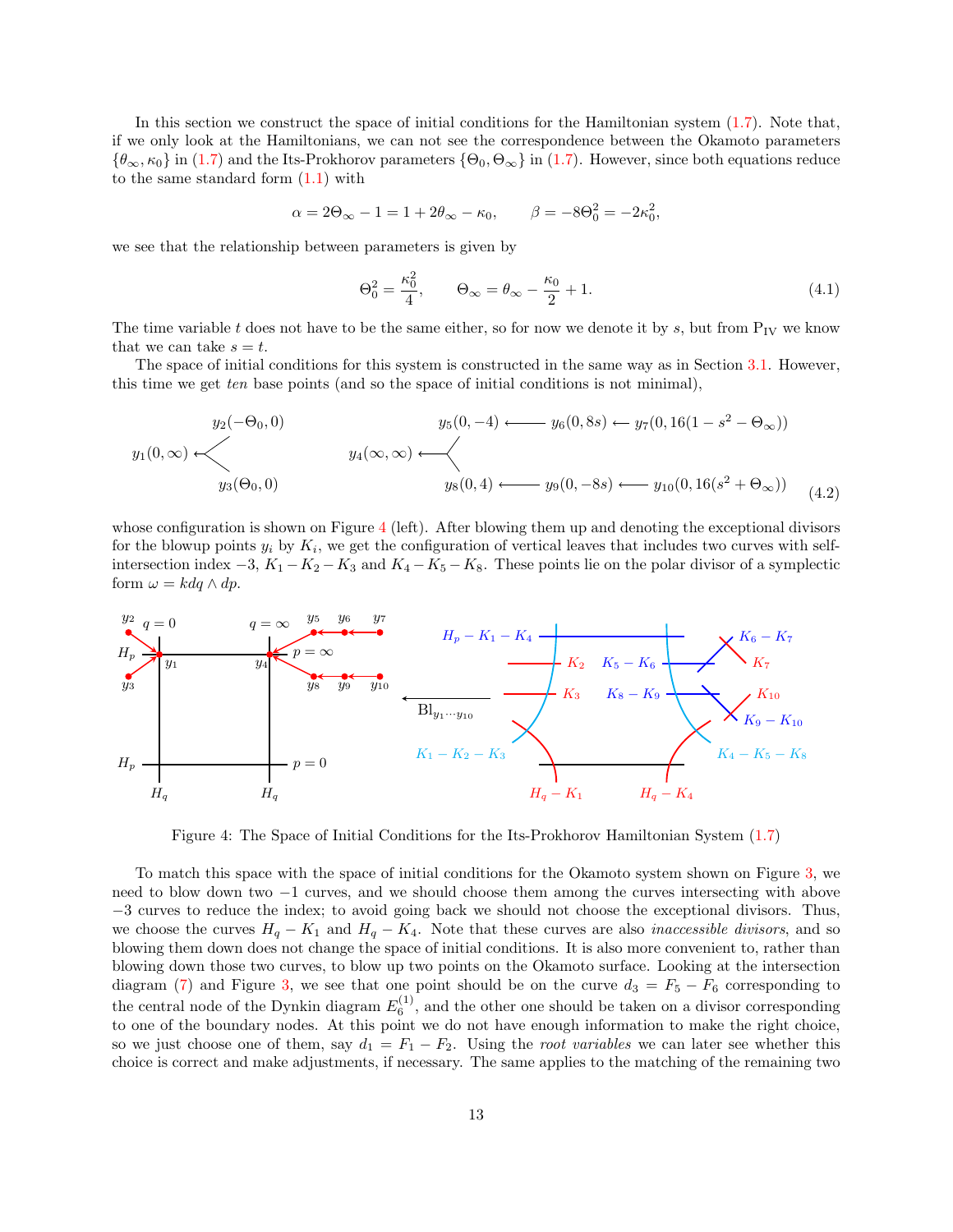In this section we construct the space of initial conditions for the Hamiltonian system (1.7). Note that, if we only look at the Hamiltonians, we can not see the correspondence between the Okamoto parameters $\{\theta_\infty, \kappa_0\}$ in (1.7) and the Its-Prokhorov parameters $\{\Theta_0, \Theta_\infty\}$ in (1.7). However, since both equations reduce to the same standard form (1.1) with

$$\alpha = 2\Theta_\infty - 1 = 1 + 2\theta_\infty - \kappa_0, \qquad \beta = -8\Theta_0^2 = -2\kappa_0^2,$$

we see that the relationship between parameters is given by

$$\Theta_0^2 = \frac{\kappa_0^2}{4}, \qquad \Theta_\infty = \theta_\infty - \frac{\kappa_0}{2} + 1. \tag{4.1}$$

The time variable $t$ does not have to be the same either, so for now we denote it by $s$, but from $\mathrm{P_{IV}}$ we know that we can take $s = t$.

The space of initial conditions for this system is constructed in the same way as in Section 3.1. However, this time we get *ten* base points (and so the space of initial conditions is not minimal),

$$y_1(0,\infty) \leftarrow \begin{cases} y_2(-\Theta_0, 0) \\ y_3(\Theta_0, 0) \end{cases} \qquad y_4(\infty,\infty) \longleftarrow \begin{cases} y_5(0,-4) \longleftarrow y_6(0, 8s) \longleftarrow y_7(0, 16(1 - s^2 - \Theta_\infty)) \\ y_8(0,4) \longleftarrow y_9(0,-8s) \longleftarrow y_{10}(0, 16(s^2 + \Theta_\infty)) \end{cases} \tag{4.2}$$

whose configuration is shown on Figure 4 (left). After blowing them up and denoting the exceptional divisors for the blowup points $y_i$ by $K_i$, we get the configuration of vertical leaves that includes two curves with self-intersection index $-3$, $K_1 - K_2 - K_3$ and $K_4 - K_5 - K_8$. These points lie on the polar divisor of a symplectic form $\omega = k dq \wedge dp$.

Figure 4: The Space of Initial Conditions for the Its-Prokhorov Hamiltonian System (1.7)

To match this space with the space of initial conditions for the Okamoto system shown on Figure 3, we need to blow down two $-1$ curves, and we should choose them among the curves intersecting with above $-3$ curves to reduce the index; to avoid going back we should not choose the exceptional divisors. Thus, we choose the curves $H_q - K_1$ and $H_q - K_4$. Note that these curves are also *inaccessible divisors*, and so blowing them down does not change the space of initial conditions. It is also more convenient to, rather than blowing down those two curves, to blow up two points on the Okamoto surface. Looking at the intersection diagram (7) and Figure 3, we see that one point should be on the curve $d_3 = F_5 - F_6$ corresponding to the central node of the Dynkin diagram $E_6^{(1)}$, and the other one should be taken on a divisor corresponding to one of the boundary nodes. At this point we do not have enough information to make the right choice, so we just choose one of them, say $d_1 = F_1 - F_2$. Using the *root variables* we can later see whether this choice is correct and make adjustments, if necessary. The same applies to the matching of the remaining two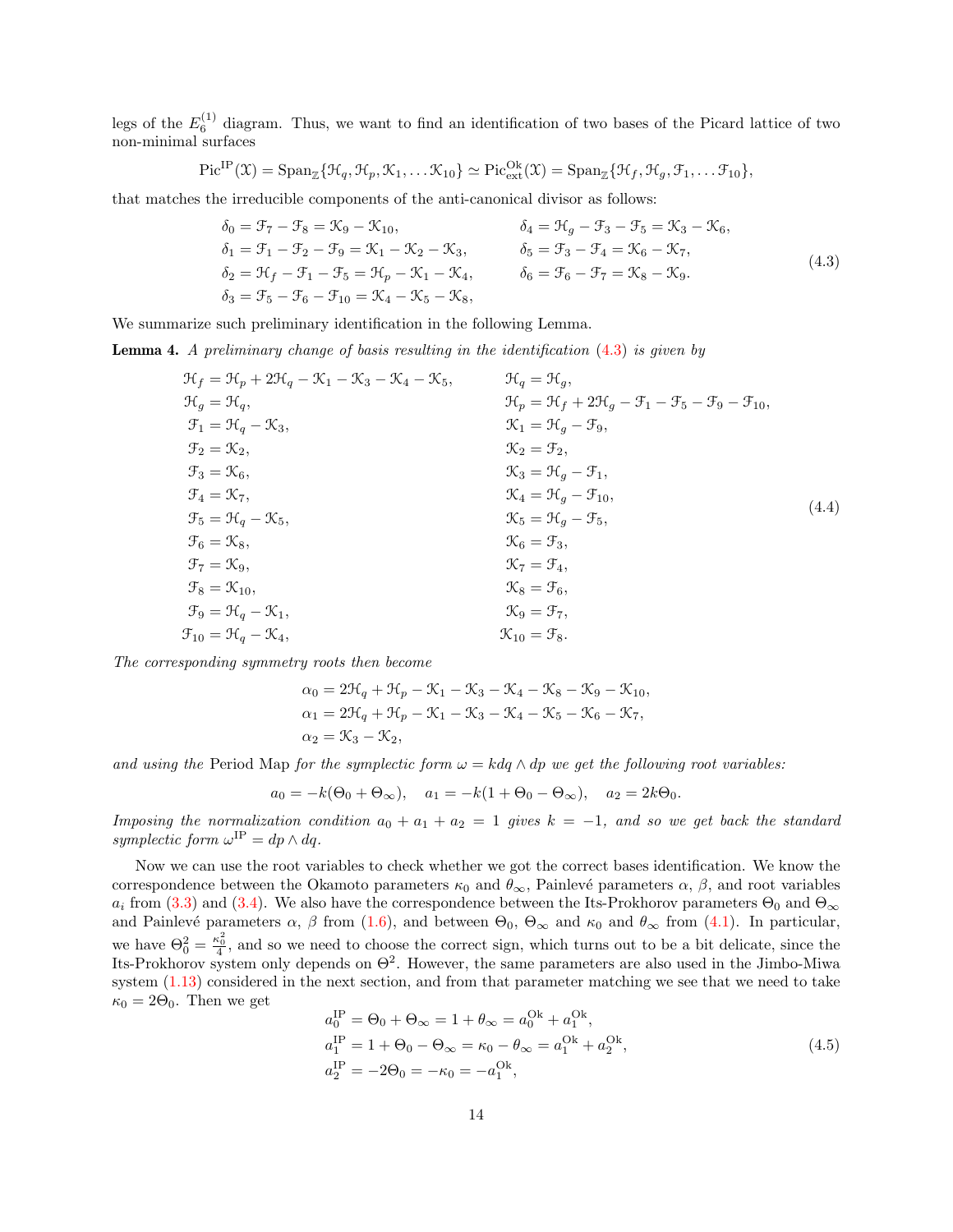legs of the $E_6^{(1)}$ diagram. Thus, we want to find an identification of two bases of the Picard lattice of two non-minimal surfaces

$$\mathrm{Pic}^{\mathrm{IP}}(\mathcal{X}) = \mathrm{Span}_{\mathbb{Z}}\{\mathcal{H}_q, \mathcal{H}_p, \mathcal{K}_1, \ldots \mathcal{K}_{10}\} \simeq \mathrm{Pic}^{\mathrm{Ok}}_{\mathrm{ext}}(\mathcal{X}) = \mathrm{Span}_{\mathbb{Z}}\{\mathcal{H}_f, \mathcal{H}_g, \mathcal{F}_1, \ldots \mathcal{F}_{10}\},$$

that matches the irreducible components of the anti-canonical divisor as follows:

$$\begin{aligned}
\delta_0 &= \mathcal{F}_7 - \mathcal{F}_8 = \mathcal{K}_9 - \mathcal{K}_{10}, & \delta_4 &= \mathcal{H}_g - \mathcal{F}_3 - \mathcal{F}_5 = \mathcal{K}_3 - \mathcal{K}_6, \\
\delta_1 &= \mathcal{F}_1 - \mathcal{F}_2 - \mathcal{F}_9 = \mathcal{K}_1 - \mathcal{K}_2 - \mathcal{K}_3, & \delta_5 &= \mathcal{F}_3 - \mathcal{F}_4 = \mathcal{K}_6 - \mathcal{K}_7, \\
\delta_2 &= \mathcal{H}_f - \mathcal{F}_1 - \mathcal{F}_5 = \mathcal{H}_p - \mathcal{K}_1 - \mathcal{K}_4, & \delta_6 &= \mathcal{F}_6 - \mathcal{F}_7 = \mathcal{K}_8 - \mathcal{K}_9. \\
\delta_3 &= \mathcal{F}_5 - \mathcal{F}_6 - \mathcal{F}_{10} = \mathcal{K}_4 - \mathcal{K}_5 - \mathcal{K}_8, & &
\end{aligned} \tag{4.3}$$

We summarize such preliminary identification in the following Lemma.

**Lemma 4.** *A preliminary change of basis resulting in the identification* (4.3) *is given by*

$$\begin{aligned}
\mathcal{H}_f &= \mathcal{H}_p + 2\mathcal{H}_q - \mathcal{K}_1 - \mathcal{K}_3 - \mathcal{K}_4 - \mathcal{K}_5, & \mathcal{H}_q &= \mathcal{H}_g, \\
\mathcal{H}_g &= \mathcal{H}_q, & \mathcal{H}_p &= \mathcal{H}_f + 2\mathcal{H}_g - \mathcal{F}_1 - \mathcal{F}_5 - \mathcal{F}_9 - \mathcal{F}_{10}, \\
\mathcal{F}_1 &= \mathcal{H}_q - \mathcal{K}_3, & \mathcal{K}_1 &= \mathcal{H}_g - \mathcal{F}_9, \\
\mathcal{F}_2 &= \mathcal{K}_2, & \mathcal{K}_2 &= \mathcal{F}_2, \\
\mathcal{F}_3 &= \mathcal{K}_6, & \mathcal{K}_3 &= \mathcal{H}_g - \mathcal{F}_1, \\
\mathcal{F}_4 &= \mathcal{K}_7, & \mathcal{K}_4 &= \mathcal{H}_g - \mathcal{F}_{10}, \\
\mathcal{F}_5 &= \mathcal{H}_q - \mathcal{K}_5, & \mathcal{K}_5 &= \mathcal{H}_g - \mathcal{F}_5, \\
\mathcal{F}_6 &= \mathcal{K}_8, & \mathcal{K}_6 &= \mathcal{F}_3, \\
\mathcal{F}_7 &= \mathcal{K}_9, & \mathcal{K}_7 &= \mathcal{F}_4, \\
\mathcal{F}_8 &= \mathcal{K}_{10}, & \mathcal{K}_8 &= \mathcal{F}_6, \\
\mathcal{F}_9 &= \mathcal{H}_q - \mathcal{K}_1, & \mathcal{K}_9 &= \mathcal{F}_7, \\
\mathcal{F}_{10} &= \mathcal{H}_q - \mathcal{K}_4, & \mathcal{K}_{10} &= \mathcal{F}_8.
\end{aligned} \tag{4.4}$$

*The corresponding symmetry roots then become*

$$\begin{aligned}
\alpha_0 &= 2\mathcal{H}_q + \mathcal{H}_p - \mathcal{K}_1 - \mathcal{K}_3 - \mathcal{K}_4 - \mathcal{K}_8 - \mathcal{K}_9 - \mathcal{K}_{10}, \\
\alpha_1 &= 2\mathcal{H}_q + \mathcal{H}_p - \mathcal{K}_1 - \mathcal{K}_3 - \mathcal{K}_4 - \mathcal{K}_5 - \mathcal{K}_6 - \mathcal{K}_7, \\
\alpha_2 &= \mathcal{K}_3 - \mathcal{K}_2,
\end{aligned}$$

*and using the* Period Map *for the symplectic form $\omega = k dq \wedge dp$ we get the following root variables:*

$$a_0 = -k(\Theta_0 + \Theta_\infty), \quad a_1 = -k(1 + \Theta_0 - \Theta_\infty), \quad a_2 = 2k\Theta_0.$$

*Imposing the normalization condition $a_0 + a_1 + a_2 = 1$ gives $k = -1$, and so we get back the standard symplectic form $\omega^{\mathrm{IP}} = dp \wedge dq$.*

Now we can use the root variables to check whether we got the correct bases identification. We know the correspondence between the Okamoto parameters $\kappa_0$ and $\theta_\infty$, Painlevé parameters $\alpha$, $\beta$, and root variables $a_i$ from (3.3) and (3.4). We also have the correspondence between the Its-Prokhorov parameters $\Theta_0$ and $\Theta_\infty$ and Painlevé parameters $\alpha$, $\beta$ from (1.6), and between $\Theta_0$, $\Theta_\infty$ and $\kappa_0$ and $\theta_\infty$ from (4.1). In particular, we have $\Theta_0^2 = \frac{\kappa_0^2}{4}$, and so we need to choose the correct sign, which turns out to be a bit delicate, since the Its-Prokhorov system only depends on $\Theta^2$. However, the same parameters are also used in the Jimbo-Miwa system (1.13) considered in the next section, and from that parameter matching we see that we need to take $\kappa_0 = 2\Theta_0$. Then we get

$$\begin{aligned}
a_0^{\mathrm{IP}} &= \Theta_0 + \Theta_\infty = 1 + \theta_\infty = a_0^{\mathrm{Ok}} + a_1^{\mathrm{Ok}}, \\
a_1^{\mathrm{IP}} &= 1 + \Theta_0 - \Theta_\infty = \kappa_0 - \theta_\infty = a_1^{\mathrm{Ok}} + a_2^{\mathrm{Ok}}, \\
a_2^{\mathrm{IP}} &= -2\Theta_0 = -\kappa_0 = -a_1^{\mathrm{Ok}},
\end{aligned} \tag{4.5}$$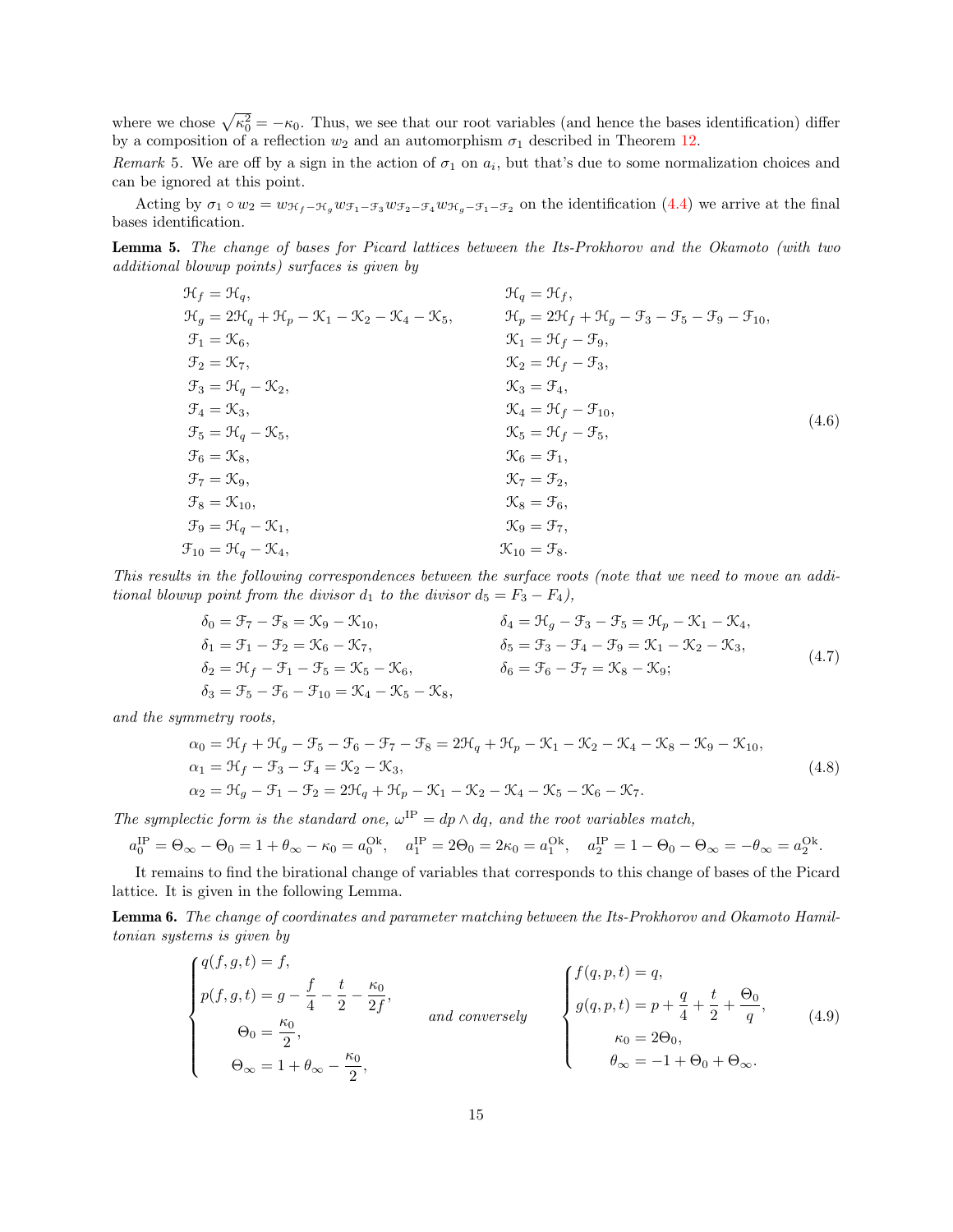where we chose $\sqrt{\kappa_0^2} = -\kappa_0$. Thus, we see that our root variables (and hence the bases identification) differ by a composition of a reflection $w_2$ and an automorphism $\sigma_1$ described in Theorem 12.

*Remark* 5. We are off by a sign in the action of $\sigma_1$ on $a_i$, but that's due to some normalization choices and can be ignored at this point.

Acting by $\sigma_1 \circ w_2 = w_{\mathcal{H}_f - \mathcal{H}_g} w_{\mathcal{F}_1 - \mathcal{F}_3} w_{\mathcal{F}_2 - \mathcal{F}_4} w_{\mathcal{H}_g - \mathcal{F}_1 - \mathcal{F}_2}$ on the identification (4.4) we arrive at the final bases identification.

**Lemma 5.** *The change of bases for Picard lattices between the Its-Prokhorov and the Okamoto (with two additional blowup points) surfaces is given by*

$$
\begin{aligned}
\mathcal{H}_f &= \mathcal{H}_q, & \mathcal{H}_q &= \mathcal{H}_f,\\
\mathcal{H}_g &= 2\mathcal{H}_q + \mathcal{H}_p - \mathcal{K}_1 - \mathcal{K}_2 - \mathcal{K}_4 - \mathcal{K}_5, & \mathcal{H}_p &= 2\mathcal{H}_f + \mathcal{H}_g - \mathcal{F}_3 - \mathcal{F}_5 - \mathcal{F}_9 - \mathcal{F}_{10},\\
\mathcal{F}_1 &= \mathcal{K}_6, & \mathcal{K}_1 &= \mathcal{H}_f - \mathcal{F}_9,\\
\mathcal{F}_2 &= \mathcal{K}_7, & \mathcal{K}_2 &= \mathcal{H}_f - \mathcal{F}_3,\\
\mathcal{F}_3 &= \mathcal{H}_q - \mathcal{K}_2, & \mathcal{K}_3 &= \mathcal{F}_4,\\
\mathcal{F}_4 &= \mathcal{K}_3, & \mathcal{K}_4 &= \mathcal{H}_f - \mathcal{F}_{10},\\
\mathcal{F}_5 &= \mathcal{H}_q - \mathcal{K}_5, & \mathcal{K}_5 &= \mathcal{H}_f - \mathcal{F}_5,\\
\mathcal{F}_6 &= \mathcal{K}_8, & \mathcal{K}_6 &= \mathcal{F}_1,\\
\mathcal{F}_7 &= \mathcal{K}_9, & \mathcal{K}_7 &= \mathcal{F}_2,\\
\mathcal{F}_8 &= \mathcal{K}_{10}, & \mathcal{K}_8 &= \mathcal{F}_6,\\
\mathcal{F}_9 &= \mathcal{H}_q - \mathcal{K}_1, & \mathcal{K}_9 &= \mathcal{F}_7,\\
\mathcal{F}_{10} &= \mathcal{H}_q - \mathcal{K}_4, & \mathcal{K}_{10} &= \mathcal{F}_8.
\end{aligned}
\tag{4.6}
$$

*This results in the following correspondences between the surface roots (note that we need to move an additional blowup point from the divisor $d_1$ to the divisor $d_5 = F_3 - F_4$),*

$$
\begin{aligned}
\delta_0 &= \mathcal{F}_7 - \mathcal{F}_8 = \mathcal{K}_9 - \mathcal{K}_{10}, & \delta_4 &= \mathcal{H}_g - \mathcal{F}_3 - \mathcal{F}_5 = \mathcal{H}_p - \mathcal{K}_1 - \mathcal{K}_4,\\
\delta_1 &= \mathcal{F}_1 - \mathcal{F}_2 = \mathcal{K}_6 - \mathcal{K}_7, & \delta_5 &= \mathcal{F}_3 - \mathcal{F}_4 - \mathcal{F}_9 = \mathcal{K}_1 - \mathcal{K}_2 - \mathcal{K}_3,\\
\delta_2 &= \mathcal{H}_f - \mathcal{F}_1 - \mathcal{F}_5 = \mathcal{K}_5 - \mathcal{K}_6, & \delta_6 &= \mathcal{F}_6 - \mathcal{F}_7 = \mathcal{K}_8 - \mathcal{K}_9;\\
\delta_3 &= \mathcal{F}_5 - \mathcal{F}_6 - \mathcal{F}_{10} = \mathcal{K}_4 - \mathcal{K}_5 - \mathcal{K}_8,
\end{aligned}
\tag{4.7}
$$

*and the symmetry roots,*

$$
\begin{aligned}
\alpha_0 &= \mathcal{H}_f + \mathcal{H}_g - \mathcal{F}_5 - \mathcal{F}_6 - \mathcal{F}_7 - \mathcal{F}_8 = 2\mathcal{H}_q + \mathcal{H}_p - \mathcal{K}_1 - \mathcal{K}_2 - \mathcal{K}_4 - \mathcal{K}_8 - \mathcal{K}_9 - \mathcal{K}_{10},\\
\alpha_1 &= \mathcal{H}_f - \mathcal{F}_3 - \mathcal{F}_4 = \mathcal{K}_2 - \mathcal{K}_3,\\
\alpha_2 &= \mathcal{H}_g - \mathcal{F}_1 - \mathcal{F}_2 = 2\mathcal{H}_q + \mathcal{H}_p - \mathcal{K}_1 - \mathcal{K}_2 - \mathcal{K}_4 - \mathcal{K}_5 - \mathcal{K}_6 - \mathcal{K}_7.
\end{aligned}
\tag{4.8}
$$

*The symplectic form is the standard one, $\omega^{\mathrm{IP}} = dp \wedge dq$, and the root variables match,*

$$
a_0^{\mathrm{IP}} = \Theta_\infty - \Theta_0 = 1 + \theta_\infty - \kappa_0 = a_0^{\mathrm{Ok}}, \quad a_1^{\mathrm{IP}} = 2\Theta_0 = 2\kappa_0 = a_1^{\mathrm{Ok}}, \quad a_2^{\mathrm{IP}} = 1 - \Theta_0 - \Theta_\infty = -\theta_\infty = a_2^{\mathrm{Ok}}.
$$

It remains to find the birational change of variables that corresponds to this change of bases of the Picard lattice. It is given in the following Lemma.

**Lemma 6.** *The change of coordinates and parameter matching between the Its-Prokhorov and Okamoto Hamiltonian systems is given by*

$$
\begin{cases}
q(f,g,t) = f,\\
p(f,g,t) = g - \dfrac{f}{4} - \dfrac{t}{2} - \dfrac{\kappa_0}{2f},\\
\quad\Theta_0 = \dfrac{\kappa_0}{2},\\
\quad\Theta_\infty = 1 + \theta_\infty - \dfrac{\kappa_0}{2},
\end{cases}
\qquad \text{and conversely} \qquad
\begin{cases}
f(q,p,t) = q,\\
g(q,p,t) = p + \dfrac{q}{4} + \dfrac{t}{2} + \dfrac{\Theta_0}{q},\\
\quad\kappa_0 = 2\Theta_0,\\
\quad\theta_\infty = -1 + \Theta_0 + \Theta_\infty.
\end{cases}
\tag{4.9}
$$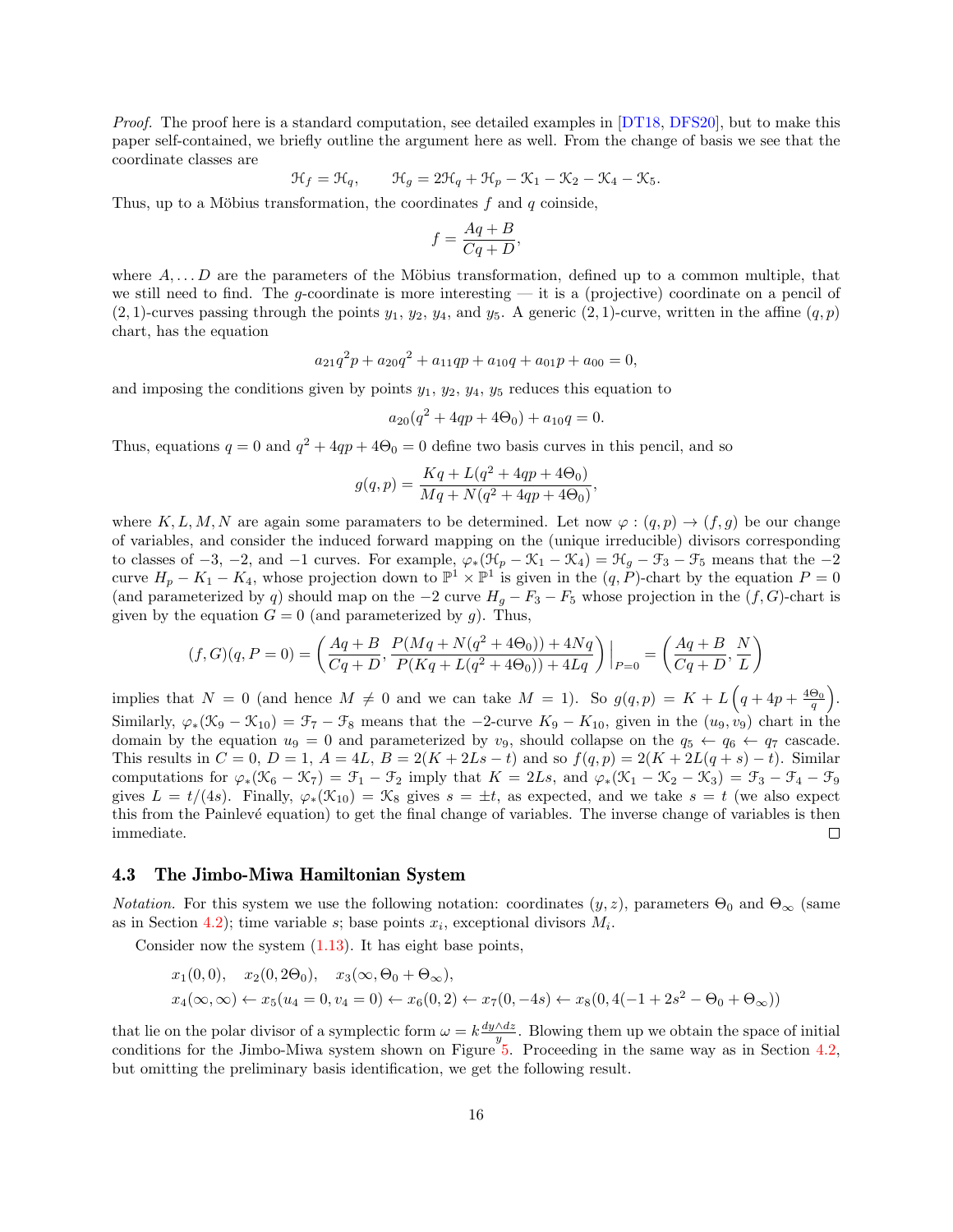*Proof.* The proof here is a standard computation, see detailed examples in [DT18, DFS20], but to make this paper self-contained, we briefly outline the argument here as well. From the change of basis we see that the coordinate classes are

$$\mathcal{H}_f = \mathcal{H}_q, \qquad \mathcal{H}_g = 2\mathcal{H}_q + \mathcal{H}_p - \mathcal{K}_1 - \mathcal{K}_2 - \mathcal{K}_4 - \mathcal{K}_5.$$

Thus, up to a Möbius transformation, the coordinates $f$ and $q$ coinside,

$$f = \frac{Aq + B}{Cq + D},$$

where $A, \ldots D$ are the parameters of the Möbius transformation, defined up to a common multiple, that we still need to find. The $g$-coordinate is more interesting — it is a (projective) coordinate on a pencil of $(2,1)$-curves passing through the points $y_1$, $y_2$, $y_4$, and $y_5$. A generic $(2,1)$-curve, written in the affine $(q,p)$ chart, has the equation

$$a_{21}q^2p + a_{20}q^2 + a_{11}qp + a_{10}q + a_{01}p + a_{00} = 0,$$

and imposing the conditions given by points $y_1$, $y_2$, $y_4$, $y_5$ reduces this equation to

$$a_{20}(q^2 + 4qp + 4\Theta_0) + a_{10}q = 0.$$

Thus, equations $q = 0$ and $q^2 + 4qp + 4\Theta_0 = 0$ define two basis curves in this pencil, and so

$$g(q,p) = \frac{Kq + L(q^2 + 4qp + 4\Theta_0)}{Mq + N(q^2 + 4qp + 4\Theta_0)},$$

where $K, L, M, N$ are again some paramaters to be determined. Let now $\varphi : (q,p) \to (f,g)$ be our change of variables, and consider the induced forward mapping on the (unique irreducible) divisors corresponding to classes of $-3$, $-2$, and $-1$ curves. For example, $\varphi_*(\mathcal{H}_p - \mathcal{K}_1 - \mathcal{K}_4) = \mathcal{H}_g - \mathcal{F}_3 - \mathcal{F}_5$ means that the $-2$ curve $H_p - K_1 - K_4$, whose projection down to $\mathbb{P}^1 \times \mathbb{P}^1$ is given in the $(q,P)$-chart by the equation $P = 0$ (and parameterized by $q$) should map on the $-2$ curve $H_g - F_3 - F_5$ whose projection in the $(f,G)$-chart is given by the equation $G = 0$ (and parameterized by $g$). Thus,

$$(f,G)(q, P=0) = \left( \frac{Aq + B}{Cq + D}, \frac{P(Mq + N(q^2 + 4\Theta_0)) + 4Nq}{P(Kq + L(q^2 + 4\Theta_0)) + 4Lq} \right)\Big|_{P=0} = \left( \frac{Aq + B}{Cq + D}, \frac{N}{L} \right)$$

implies that $N = 0$ (and hence $M \neq 0$ and we can take $M = 1$). So $g(q,p) = K + L\left(q + 4p + \frac{4\Theta_0}{q}\right)$. Similarly, $\varphi_*(\mathcal{K}_9 - \mathcal{K}_{10}) = \mathcal{F}_7 - \mathcal{F}_8$ means that the $-2$-curve $K_9 - K_{10}$, given in the $(u_9, v_9)$ chart in the domain by the equation $u_9 = 0$ and parameterized by $v_9$, should collapse on the $q_5 \leftarrow q_6 \leftarrow q_7$ cascade. This results in $C = 0$, $D = 1$, $A = 4L$, $B = 2(K + 2Ls - t)$ and so $f(q,p) = 2(K + 2L(q + s) - t)$. Similar computations for $\varphi_*(\mathcal{K}_6 - \mathcal{K}_7) = \mathcal{F}_1 - \mathcal{F}_2$ imply that $K = 2Ls$, and $\varphi_*(\mathcal{K}_1 - \mathcal{K}_2 - \mathcal{K}_3) = \mathcal{F}_3 - \mathcal{F}_4 - \mathcal{F}_9$ gives $L = t/(4s)$. Finally, $\varphi_*(\mathcal{K}_{10}) = \mathcal{K}_8$ gives $s = \pm t$, as expected, and we take $s = t$ (we also expect this from the Painlevé equation) to get the final change of variables. The inverse change of variables is then immediate. □

### 4.3 The Jimbo-Miwa Hamiltonian System

*Notation.* For this system we use the following notation: coordinates $(y,z)$, parameters $\Theta_0$ and $\Theta_\infty$ (same as in Section 4.2); time variable $s$; base points $x_i$, exceptional divisors $M_i$.

Consider now the system (1.13). It has eight base points,

$x_1(0,0)$, $\quad x_2(0, 2\Theta_0)$, $\quad x_3(\infty, \Theta_0 + \Theta_\infty)$,
$x_4(\infty,\infty) \leftarrow x_5(u_4 = 0, v_4 = 0) \leftarrow x_6(0,2) \leftarrow x_7(0,-4s) \leftarrow x_8(0, 4(-1 + 2s^2 - \Theta_0 + \Theta_\infty))$

that lie on the polar divisor of a symplectic form $\omega = k\frac{dy \wedge dz}{y}$. Blowing them up we obtain the space of initial conditions for the Jimbo-Miwa system shown on Figure 5. Proceeding in the same way as in Section 4.2, but omitting the preliminary basis identification, we get the following result.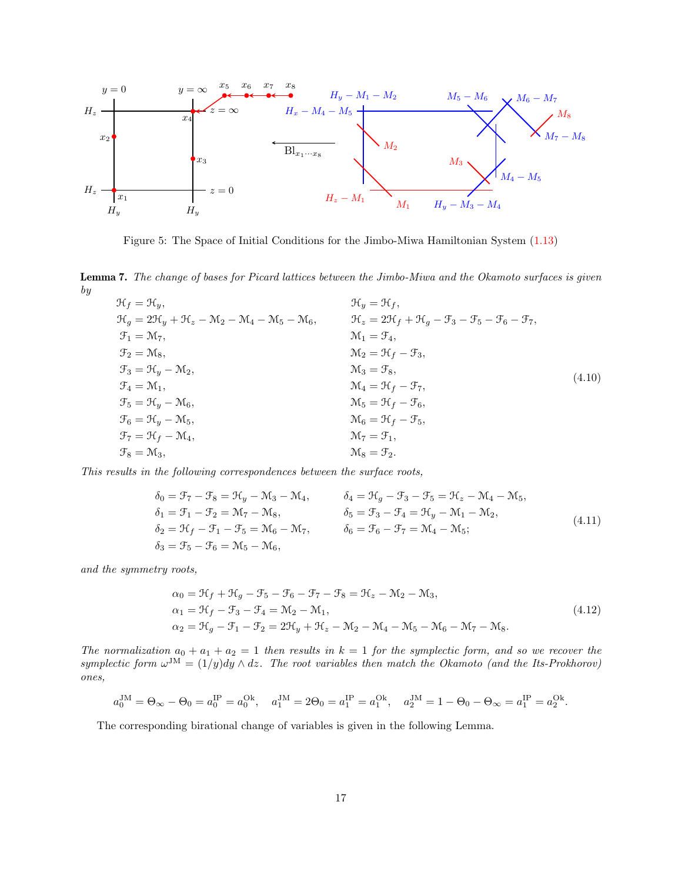Figure 5: The Space of Initial Conditions for the Jimbo-Miwa Hamiltonian System (1.13)

**Lemma 7.** *The change of bases for Picard lattices between the Jimbo-Miwa and the Okamoto surfaces is given by*

$$
\begin{aligned}
\mathcal{H}_f &= \mathcal{H}_y, & \mathcal{H}_y &= \mathcal{H}_f,\\
\mathcal{H}_g &= 2\mathcal{H}_y + \mathcal{H}_z - \mathcal{M}_2 - \mathcal{M}_4 - \mathcal{M}_5 - \mathcal{M}_6, & \mathcal{H}_z &= 2\mathcal{H}_f + \mathcal{H}_g - \mathcal{F}_3 - \mathcal{F}_5 - \mathcal{F}_6 - \mathcal{F}_7,\\
\mathcal{F}_1 &= \mathcal{M}_7, & \mathcal{M}_1 &= \mathcal{F}_4,\\
\mathcal{F}_2 &= \mathcal{M}_8, & \mathcal{M}_2 &= \mathcal{H}_f - \mathcal{F}_3,\\
\mathcal{F}_3 &= \mathcal{H}_y - \mathcal{M}_2, & \mathcal{M}_3 &= \mathcal{F}_8,\\
\mathcal{F}_4 &= \mathcal{M}_1, & \mathcal{M}_4 &= \mathcal{H}_f - \mathcal{F}_7,\\
\mathcal{F}_5 &= \mathcal{H}_y - \mathcal{M}_6, & \mathcal{M}_5 &= \mathcal{H}_f - \mathcal{F}_6,\\
\mathcal{F}_6 &= \mathcal{H}_y - \mathcal{M}_5, & \mathcal{M}_6 &= \mathcal{H}_f - \mathcal{F}_5,\\
\mathcal{F}_7 &= \mathcal{H}_f - \mathcal{M}_4, & \mathcal{M}_7 &= \mathcal{F}_1,\\
\mathcal{F}_8 &= \mathcal{M}_3, & \mathcal{M}_8 &= \mathcal{F}_2.
\end{aligned}
\tag{4.10}
$$

*This results in the following correspondences between the surface roots,*

$$
\begin{aligned}
\delta_0 &= \mathcal{F}_7 - \mathcal{F}_8 = \mathcal{H}_y - \mathcal{M}_3 - \mathcal{M}_4, & \delta_4 &= \mathcal{H}_g - \mathcal{F}_3 - \mathcal{F}_5 = \mathcal{H}_z - \mathcal{M}_4 - \mathcal{M}_5,\\
\delta_1 &= \mathcal{F}_1 - \mathcal{F}_2 = \mathcal{M}_7 - \mathcal{M}_8, & \delta_5 &= \mathcal{F}_3 - \mathcal{F}_4 = \mathcal{H}_y - \mathcal{M}_1 - \mathcal{M}_2,\\
\delta_2 &= \mathcal{H}_f - \mathcal{F}_1 - \mathcal{F}_5 = \mathcal{M}_6 - \mathcal{M}_7, & \delta_6 &= \mathcal{F}_6 - \mathcal{F}_7 = \mathcal{M}_4 - \mathcal{M}_5;\\
\delta_3 &= \mathcal{F}_5 - \mathcal{F}_6 = \mathcal{M}_5 - \mathcal{M}_6,
\end{aligned}
\tag{4.11}
$$

*and the symmetry roots,*

$$
\begin{aligned}
\alpha_0 &= \mathcal{H}_f + \mathcal{H}_g - \mathcal{F}_5 - \mathcal{F}_6 - \mathcal{F}_7 - \mathcal{F}_8 = \mathcal{H}_z - \mathcal{M}_2 - \mathcal{M}_3,\\
\alpha_1 &= \mathcal{H}_f - \mathcal{F}_3 - \mathcal{F}_4 = \mathcal{M}_2 - \mathcal{M}_1,\\
\alpha_2 &= \mathcal{H}_g - \mathcal{F}_1 - \mathcal{F}_2 = 2\mathcal{H}_y + \mathcal{H}_z - \mathcal{M}_2 - \mathcal{M}_4 - \mathcal{M}_5 - \mathcal{M}_6 - \mathcal{M}_7 - \mathcal{M}_8.
\end{aligned}
\tag{4.12}
$$

*The normalization $a_0 + a_1 + a_2 = 1$ then results in $k = 1$ for the symplectic form, and so we recover the symplectic form $\omega^{\mathrm{JM}} = (1/y)dy \wedge dz$. The root variables then match the Okamoto (and the Its-Prokhorov) ones,*

$$
a_0^{\mathrm{JM}} = \Theta_\infty - \Theta_0 = a_0^{\mathrm{IP}} = a_0^{\mathrm{Ok}}, \quad a_1^{\mathrm{JM}} = 2\Theta_0 = a_1^{\mathrm{IP}} = a_1^{\mathrm{Ok}}, \quad a_2^{\mathrm{JM}} = 1 - \Theta_0 - \Theta_\infty = a_1^{\mathrm{IP}} = a_2^{\mathrm{Ok}}.
$$

The corresponding birational change of variables is given in the following Lemma.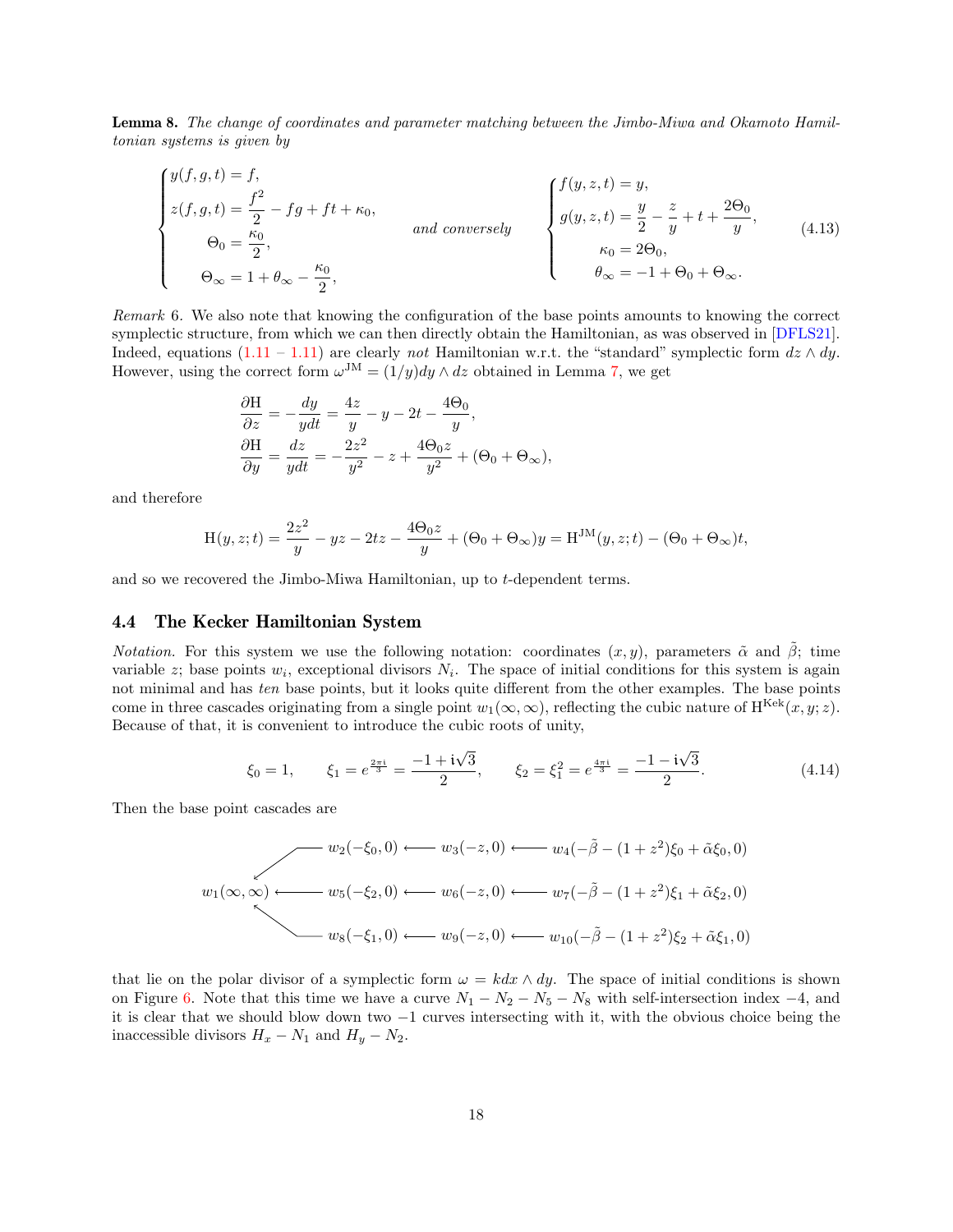**Lemma 8.** *The change of coordinates and parameter matching between the Jimbo-Miwa and Okamoto Hamiltonian systems is given by*

$$
\begin{cases}
y(f,g,t) = f,\\
z(f,g,t) = \dfrac{f^2}{2} - fg + ft + \kappa_0,\\
\quad \Theta_0 = \dfrac{\kappa_0}{2},\\
\quad \Theta_\infty = 1 + \theta_\infty - \dfrac{\kappa_0}{2},
\end{cases}
\qquad \text{and conversely} \qquad
\begin{cases}
f(y,z,t) = y,\\
g(y,z,t) = \dfrac{y}{2} - \dfrac{z}{y} + t + \dfrac{2\Theta_0}{y},\\
\quad \kappa_0 = 2\Theta_0,\\
\quad \theta_\infty = -1 + \Theta_0 + \Theta_\infty.
\end{cases}
\tag{4.13}
$$

*Remark* 6. We also note that knowing the configuration of the base points amounts to knowing the correct symplectic structure, from which we can then directly obtain the Hamiltonian, as was observed in [DFLS21]. Indeed, equations (1.11 – 1.11) are clearly *not* Hamiltonian w.r.t. the "standard" symplectic form $dz \wedge dy$. However, using the correct form $\omega^{\mathrm{JM}} = (1/y)dy \wedge dz$ obtained in Lemma 7, we get

$$
\begin{aligned}
\frac{\partial \mathrm{H}}{\partial z} &= -\frac{dy}{ydt} = \frac{4z}{y} - y - 2t - \frac{4\Theta_0}{y},\\
\frac{\partial \mathrm{H}}{\partial y} &= \frac{dz}{ydt} = -\frac{2z^2}{y^2} - z + \frac{4\Theta_0 z}{y^2} + (\Theta_0 + \Theta_\infty),
\end{aligned}
$$

and therefore

$$
\mathrm{H}(y,z;t) = \frac{2z^2}{y} - yz - 2tz - \frac{4\Theta_0 z}{y} + (\Theta_0 + \Theta_\infty)y = \mathrm{H}^{\mathrm{JM}}(y,z;t) - (\Theta_0 + \Theta_\infty)t,
$$

and so we recovered the Jimbo-Miwa Hamiltonian, up to $t$-dependent terms.

### 4.4 The Kecker Hamiltonian System

*Notation.* For this system we use the following notation: coordinates $(x,y)$, parameters $\tilde{\alpha}$ and $\tilde{\beta}$; time variable $z$; base points $w_i$, exceptional divisors $N_i$. The space of initial conditions for this system is again not minimal and has *ten* base points, but it looks quite different from the other examples. The base points come in three cascades originating from a single point $w_1(\infty,\infty)$, reflecting the cubic nature of $\mathrm{H}^{\mathrm{Kek}}(x,y;z)$. Because of that, it is convenient to introduce the cubic roots of unity,

$$
\xi_0 = 1, \qquad \xi_1 = e^{\frac{2\pi \mathrm{i}}{3}} = \frac{-1 + \mathrm{i}\sqrt{3}}{2}, \qquad \xi_2 = \xi_1^2 = e^{\frac{4\pi \mathrm{i}}{3}} = \frac{-1 - \mathrm{i}\sqrt{3}}{2}.
\tag{4.14}
$$

Then the base point cascades are

$$
\begin{aligned}
& w_1(\infty,\infty) \longleftarrow w_2(-\xi_0, 0) \longleftarrow w_3(-z, 0) \longleftarrow w_4(-\tilde{\beta} - (1+z^2)\xi_0 + \tilde{\alpha}\xi_0, 0)\\
& w_1(\infty,\infty) \longleftarrow w_5(-\xi_2, 0) \longleftarrow w_6(-z, 0) \longleftarrow w_7(-\tilde{\beta} - (1+z^2)\xi_1 + \tilde{\alpha}\xi_2, 0)\\
& w_1(\infty,\infty) \longleftarrow w_8(-\xi_1, 0) \longleftarrow w_9(-z, 0) \longleftarrow w_{10}(-\tilde{\beta} - (1+z^2)\xi_2 + \tilde{\alpha}\xi_1, 0)
\end{aligned}
$$

that lie on the polar divisor of a symplectic form $\omega = k dx \wedge dy$. The space of initial conditions is shown on Figure 6. Note that this time we have a curve $N_1 - N_2 - N_5 - N_8$ with self-intersection index $-4$, and it is clear that we should blow down two $-1$ curves intersecting with it, with the obvious choice being the inaccessible divisors $H_x - N_1$ and $H_y - N_2$.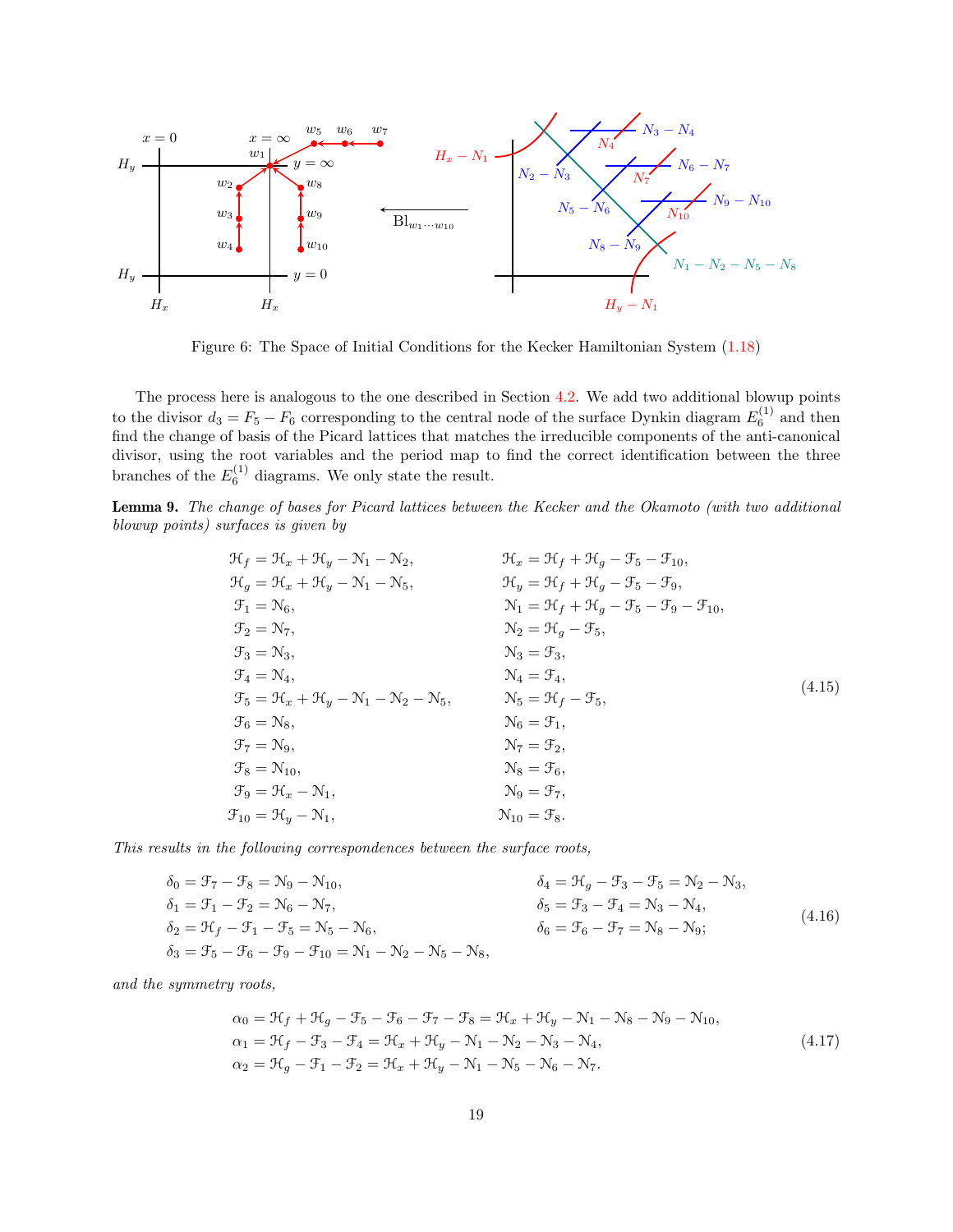Figure 6: The Space of Initial Conditions for the Kecker Hamiltonian System (1.18)

The process here is analogous to the one described in Section 4.2. We add two additional blowup points to the divisor $d_3 = F_5 - F_6$ corresponding to the central node of the surface Dynkin diagram $E_6^{(1)}$ and then find the change of basis of the Picard lattices that matches the irreducible components of the anti-canonical divisor, using the root variables and the period map to find the correct identification between the three branches of the $E_6^{(1)}$ diagrams. We only state the result.

**Lemma 9.** *The change of bases for Picard lattices between the Kecker and the Okamoto (with two additional blowup points) surfaces is given by*

$$
\begin{aligned}
\mathcal{H}_f &= \mathcal{H}_x + \mathcal{H}_y - \mathcal{N}_1 - \mathcal{N}_2, & \mathcal{H}_x &= \mathcal{H}_f + \mathcal{H}_g - \mathcal{F}_5 - \mathcal{F}_{10},\\
\mathcal{H}_g &= \mathcal{H}_x + \mathcal{H}_y - \mathcal{N}_1 - \mathcal{N}_5, & \mathcal{H}_y &= \mathcal{H}_f + \mathcal{H}_g - \mathcal{F}_5 - \mathcal{F}_9,\\
\mathcal{F}_1 &= \mathcal{N}_6, & \mathcal{N}_1 &= \mathcal{H}_f + \mathcal{H}_g - \mathcal{F}_5 - \mathcal{F}_9 - \mathcal{F}_{10},\\
\mathcal{F}_2 &= \mathcal{N}_7, & \mathcal{N}_2 &= \mathcal{H}_g - \mathcal{F}_5,\\
\mathcal{F}_3 &= \mathcal{N}_3, & \mathcal{N}_3 &= \mathcal{F}_3,\\
\mathcal{F}_4 &= \mathcal{N}_4, & \mathcal{N}_4 &= \mathcal{F}_4,\\
\mathcal{F}_5 &= \mathcal{H}_x + \mathcal{H}_y - \mathcal{N}_1 - \mathcal{N}_2 - \mathcal{N}_5, & \mathcal{N}_5 &= \mathcal{H}_f - \mathcal{F}_5,\\
\mathcal{F}_6 &= \mathcal{N}_8, & \mathcal{N}_6 &= \mathcal{F}_1,\\
\mathcal{F}_7 &= \mathcal{N}_9, & \mathcal{N}_7 &= \mathcal{F}_2,\\
\mathcal{F}_8 &= \mathcal{N}_{10}, & \mathcal{N}_8 &= \mathcal{F}_6,\\
\mathcal{F}_9 &= \mathcal{H}_x - \mathcal{N}_1, & \mathcal{N}_9 &= \mathcal{F}_7,\\
\mathcal{F}_{10} &= \mathcal{H}_y - \mathcal{N}_1, & \mathcal{N}_{10} &= \mathcal{F}_8.
\end{aligned}
\tag{4.15}
$$

*This results in the following correspondences between the surface roots,*

$$
\begin{aligned}
\delta_0 &= \mathcal{F}_7 - \mathcal{F}_8 = \mathcal{N}_9 - \mathcal{N}_{10}, & \delta_4 &= \mathcal{H}_g - \mathcal{F}_3 - \mathcal{F}_5 = \mathcal{N}_2 - \mathcal{N}_3,\\
\delta_1 &= \mathcal{F}_1 - \mathcal{F}_2 = \mathcal{N}_6 - \mathcal{N}_7, & \delta_5 &= \mathcal{F}_3 - \mathcal{F}_4 = \mathcal{N}_3 - \mathcal{N}_4,\\
\delta_2 &= \mathcal{H}_f - \mathcal{F}_1 - \mathcal{F}_5 = \mathcal{N}_5 - \mathcal{N}_6, & \delta_6 &= \mathcal{F}_6 - \mathcal{F}_7 = \mathcal{N}_8 - \mathcal{N}_9;\\
\delta_3 &= \mathcal{F}_5 - \mathcal{F}_6 - \mathcal{F}_9 - \mathcal{F}_{10} = \mathcal{N}_1 - \mathcal{N}_2 - \mathcal{N}_5 - \mathcal{N}_8, & &
\end{aligned}
\tag{4.16}
$$

*and the symmetry roots,*

$$
\begin{aligned}
\alpha_0 &= \mathcal{H}_f + \mathcal{H}_g - \mathcal{F}_5 - \mathcal{F}_6 - \mathcal{F}_7 - \mathcal{F}_8 = \mathcal{H}_x + \mathcal{H}_y - \mathcal{N}_1 - \mathcal{N}_8 - \mathcal{N}_9 - \mathcal{N}_{10},\\
\alpha_1 &= \mathcal{H}_f - \mathcal{F}_3 - \mathcal{F}_4 = \mathcal{H}_x + \mathcal{H}_y - \mathcal{N}_1 - \mathcal{N}_2 - \mathcal{N}_3 - \mathcal{N}_4,\\
\alpha_2 &= \mathcal{H}_g - \mathcal{F}_1 - \mathcal{F}_2 = \mathcal{H}_x + \mathcal{H}_y - \mathcal{N}_1 - \mathcal{N}_5 - \mathcal{N}_6 - \mathcal{N}_7.
\end{aligned}
\tag{4.17}
$$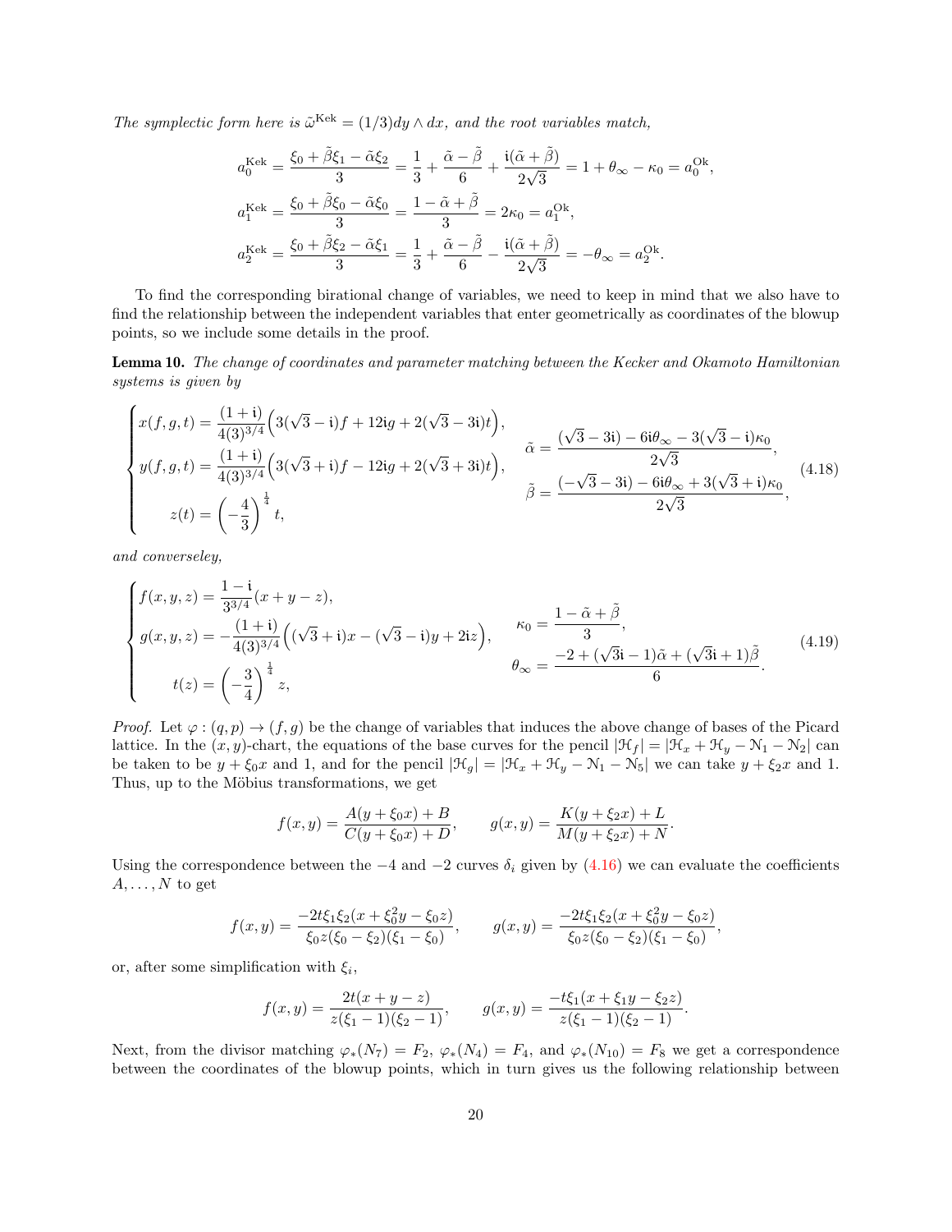*The symplectic form here is* $\tilde{\omega}^{\mathrm{Kek}} = (1/3) dy \wedge dx$, *and the root variables match,*

$$
\begin{aligned}
a_0^{\mathrm{Kek}} &= \frac{\xi_0 + \tilde{\beta}\xi_1 - \tilde{\alpha}\xi_2}{3} = \frac{1}{3} + \frac{\tilde{\alpha} - \tilde{\beta}}{6} + \frac{\mathrm{i}(\tilde{\alpha} + \tilde{\beta})}{2\sqrt{3}} = 1 + \theta_\infty - \kappa_0 = a_0^{\mathrm{Ok}},\\
a_1^{\mathrm{Kek}} &= \frac{\xi_0 + \tilde{\beta}\xi_0 - \tilde{\alpha}\xi_0}{3} = \frac{1 - \tilde{\alpha} + \tilde{\beta}}{3} = 2\kappa_0 = a_1^{\mathrm{Ok}},\\
a_2^{\mathrm{Kek}} &= \frac{\xi_0 + \tilde{\beta}\xi_2 - \tilde{\alpha}\xi_1}{3} = \frac{1}{3} + \frac{\tilde{\alpha} - \tilde{\beta}}{6} - \frac{\mathrm{i}(\tilde{\alpha} + \tilde{\beta})}{2\sqrt{3}} = -\theta_\infty = a_2^{\mathrm{Ok}}.
\end{aligned}
$$

To find the corresponding birational change of variables, we need to keep in mind that we also have to find the relationship between the independent variables that enter geometrically as coordinates of the blowup points, so we include some details in the proof.

**Lemma 10.** *The change of coordinates and parameter matching between the Kecker and Okamoto Hamiltonian systems is given by*

$$
\begin{cases}
x(f,g,t) = \dfrac{(1+\mathrm{i})}{4(3)^{3/4}}\Big(3(\sqrt{3}-\mathrm{i})f + 12\mathrm{i}g + 2(\sqrt{3}-3\mathrm{i})t\Big),\\[2mm]
y(f,g,t) = \dfrac{(1+\mathrm{i})}{4(3)^{3/4}}\Big(3(\sqrt{3}+\mathrm{i})f - 12\mathrm{i}g + 2(\sqrt{3}+3\mathrm{i})t\Big),\\[2mm]
z(t) = \left(-\dfrac{4}{3}\right)^{\frac{1}{4}} t,
\end{cases}
\qquad
\begin{aligned}
\tilde{\alpha} &= \frac{(\sqrt{3}-3\mathrm{i}) - 6\mathrm{i}\theta_\infty - 3(\sqrt{3}-\mathrm{i})\kappa_0}{2\sqrt{3}},\\
\tilde{\beta} &= \frac{(-\sqrt{3}-3\mathrm{i}) - 6\mathrm{i}\theta_\infty + 3(\sqrt{3}+\mathrm{i})\kappa_0}{2\sqrt{3}},
\end{aligned}
\tag{4.18}
$$

*and converseley,*

$$
\begin{cases}
f(x,y,z) = \dfrac{1-\mathrm{i}}{3^{3/4}}(x+y-z),\\[2mm]
g(x,y,z) = -\dfrac{(1+\mathrm{i})}{4(3)^{3/4}}\Big((\sqrt{3}+\mathrm{i})x - (\sqrt{3}-\mathrm{i})y + 2\mathrm{i}z\Big),\\[2mm]
t(z) = \left(-\dfrac{3}{4}\right)^{\frac{1}{4}} z,
\end{cases}
\qquad
\begin{aligned}
\kappa_0 &= \frac{1 - \tilde{\alpha} + \tilde{\beta}}{3},\\
\theta_\infty &= \frac{-2 + (\sqrt{3}\mathrm{i} - 1)\tilde{\alpha} + (\sqrt{3}\mathrm{i} + 1)\tilde{\beta}}{6}.
\end{aligned}
\tag{4.19}
$$

*Proof.* Let $\varphi : (q,p) \to (f,g)$ be the change of variables that induces the above change of bases of the Picard lattice. In the $(x,y)$-chart, the equations of the base curves for the pencil $|\mathcal{H}_f| = |\mathcal{H}_x + \mathcal{H}_y - \mathcal{N}_1 - \mathcal{N}_2|$ can be taken to be $y + \xi_0 x$ and 1, and for the pencil $|\mathcal{H}_g| = |\mathcal{H}_x + \mathcal{H}_y - \mathcal{N}_1 - \mathcal{N}_5|$ we can take $y + \xi_2 x$ and 1. Thus, up to the Möbius transformations, we get

$$
f(x,y) = \frac{A(y + \xi_0 x) + B}{C(y + \xi_0 x) + D}, \qquad g(x,y) = \frac{K(y + \xi_2 x) + L}{M(y + \xi_2 x) + N}.
$$

Using the correspondence between the $-4$ and $-2$ curves $\delta_i$ given by (4.16) we can evaluate the coefficients $A, \ldots, N$ to get

$$
f(x,y) = \frac{-2t\xi_1\xi_2(x + \xi_0^2 y - \xi_0 z)}{\xi_0 z(\xi_0 - \xi_2)(\xi_1 - \xi_0)}, \qquad g(x,y) = \frac{-2t\xi_1\xi_2(x + \xi_0^2 y - \xi_0 z)}{\xi_0 z(\xi_0 - \xi_2)(\xi_1 - \xi_0)},
$$

or, after some simplification with $\xi_i$,

$$
f(x,y) = \frac{2t(x + y - z)}{z(\xi_1 - 1)(\xi_2 - 1)}, \qquad g(x,y) = \frac{-t\xi_1(x + \xi_1 y - \xi_2 z)}{z(\xi_1 - 1)(\xi_2 - 1)}.
$$

Next, from the divisor matching $\varphi_*(N_7) = F_2$, $\varphi_*(N_4) = F_4$, and $\varphi_*(N_{10}) = F_8$ we get a correspondence between the coordinates of the blowup points, which in turn gives us the following relationship between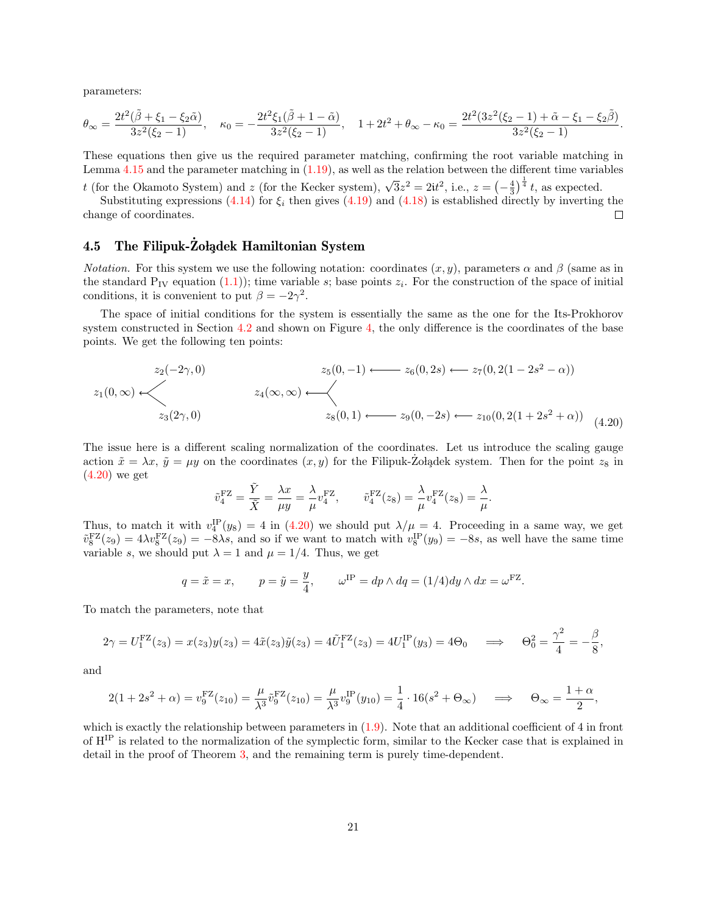parameters:

$$\theta_\infty = \frac{2t^2(\tilde{\beta} + \xi_1 - \xi_2\tilde{\alpha})}{3z^2(\xi_2 - 1)}, \quad \kappa_0 = -\frac{2t^2\xi_1(\tilde{\beta} + 1 - \tilde{\alpha})}{3z^2(\xi_2 - 1)}, \quad 1 + 2t^2 + \theta_\infty - \kappa_0 = \frac{2t^2(3z^2(\xi_2 - 1) + \tilde{\alpha} - \xi_1 - \xi_2\tilde{\beta})}{3z^2(\xi_2 - 1)}.$$

These equations then give us the required parameter matching, confirming the root variable matching in Lemma 4.15 and the parameter matching in (1.19), as well as the relation between the different time variables $t$ (for the Okamoto System) and $z$ (for the Kecker system), $\sqrt{3}z^2 = 2\mathrm{i}t^2$, i.e., $z = \left(-\frac{4}{3}\right)^{\frac{1}{4}} t$, as expected.

Substituting expressions (4.14) for $\xi_i$ then gives (4.19) and (4.18) is established directly by inverting the change of coordinates. $\square$

## 4.5 The Filipuk-Żołądek Hamiltonian System

*Notation.* For this system we use the following notation: coordinates $(x, y)$, parameters $\alpha$ and $\beta$ (same as in the standard $\mathrm{P_{IV}}$ equation (1.1)); time variable $s$; base points $z_i$. For the construction of the space of initial conditions, it is convenient to put $\beta = -2\gamma^2$.

The space of initial conditions for the system is essentially the same as the one for the Its-Prokhorov system constructed in Section 4.2 and shown on Figure 4, the only difference is the coordinates of the base points. We get the following ten points:

$$\begin{array}{ll} z_1(0,\infty) \leftarrow \begin{cases} z_2(-2\gamma, 0) \\ z_3(2\gamma, 0) \end{cases} & z_4(\infty,\infty) \leftarrow \begin{cases} z_5(0,-1) \longleftarrow z_6(0,2s) \longleftarrow z_7(0, 2(1-2s^2-\alpha)) \\ z_8(0,1) \longleftarrow z_9(0,-2s) \longleftarrow z_{10}(0, 2(1+2s^2+\alpha)) \end{cases} \end{array} \tag{4.20}$$

The issue here is a different scaling normalization of the coordinates. Let us introduce the scaling gauge action $\tilde{x} = \lambda x$, $\tilde{y} = \mu y$ on the coordinates $(x, y)$ for the Filipuk-Żołądek system. Then for the point $z_8$ in (4.20) we get

$$\tilde{v}_4^{\mathrm{FZ}} = \frac{\tilde{Y}}{\tilde{X}} = \frac{\lambda x}{\mu y} = \frac{\lambda}{\mu} v_4^{\mathrm{FZ}}, \qquad \tilde{v}_4^{\mathrm{FZ}}(z_8) = \frac{\lambda}{\mu} v_4^{\mathrm{FZ}}(z_8) = \frac{\lambda}{\mu}.$$

Thus, to match it with $v_4^{\mathrm{IP}}(y_8) = 4$ in (4.20) we should put $\lambda/\mu = 4$. Proceeding in a same way, we get $\tilde{v}_8^{\mathrm{FZ}}(z_9) = 4\lambda v_8^{\mathrm{FZ}}(z_9) = -8\lambda s$, and so if we want to match with $v_8^{\mathrm{IP}}(y_9) = -8s$, as well have the same time variable $s$, we should put $\lambda = 1$ and $\mu = 1/4$. Thus, we get

$$q = \tilde{x} = x, \qquad p = \tilde{y} = \frac{y}{4}, \qquad \omega^{\mathrm{IP}} = dp \wedge dq = (1/4) dy \wedge dx = \omega^{\mathrm{FZ}}.$$

To match the parameters, note that

$$2\gamma = U_1^{\mathrm{FZ}}(z_3) = x(z_3)y(z_3) = 4\tilde{x}(z_3)\tilde{y}(z_3) = 4\tilde{U}_1^{\mathrm{FZ}}(z_3) = 4U_1^{\mathrm{IP}}(y_3) = 4\Theta_0 \quad \Longrightarrow \quad \Theta_0^2 = \frac{\gamma^2}{4} = -\frac{\beta}{8},$$

and

$$2(1 + 2s^2 + \alpha) = v_9^{\mathrm{FZ}}(z_{10}) = \frac{\mu}{\lambda^3}\tilde{v}_9^{\mathrm{FZ}}(z_{10}) = \frac{\mu}{\lambda^3} v_9^{\mathrm{IP}}(y_{10}) = \frac{1}{4} \cdot 16(s^2 + \Theta_\infty) \quad \Longrightarrow \quad \Theta_\infty = \frac{1 + \alpha}{2},$$

which is exactly the relationship between parameters in (1.9). Note that an additional coefficient of 4 in front of $\mathrm{H^{IP}}$ is related to the normalization of the symplectic form, similar to the Kecker case that is explained in detail in the proof of Theorem 3, and the remaining term is purely time-dependent.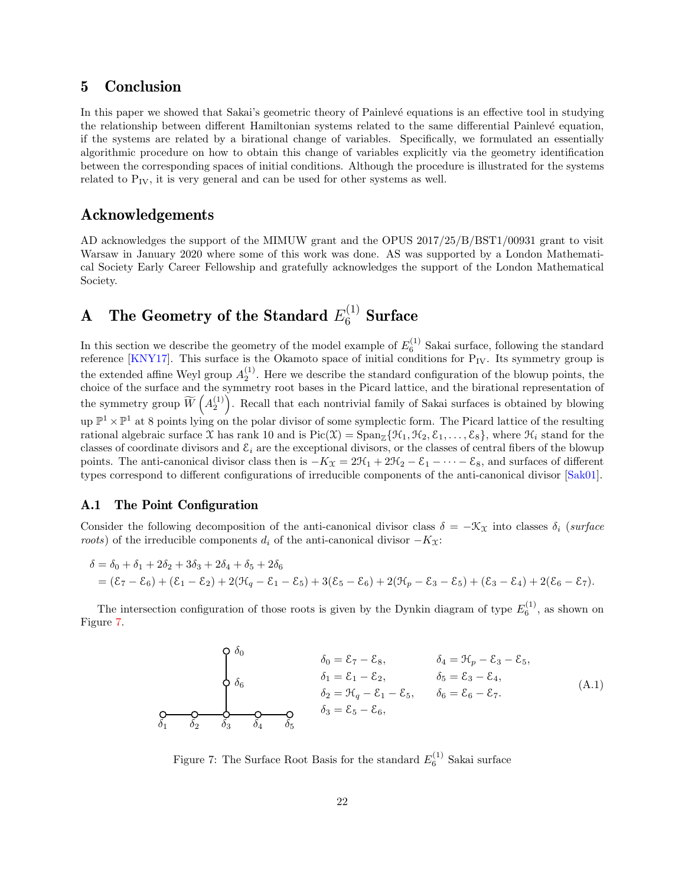## 5 Conclusion

In this paper we showed that Sakai's geometric theory of Painlevé equations is an effective tool in studying the relationship between different Hamiltonian systems related to the same differential Painlevé equation, if the systems are related by a birational change of variables. Specifically, we formulated an essentially algorithmic procedure on how to obtain this change of variables explicitly via the geometry identification between the corresponding spaces of initial conditions. Although the procedure is illustrated for the systems related to $\mathrm{P_{IV}}$, it is very general and can be used for other systems as well.

## Acknowledgements

AD acknowledges the support of the MIMUW grant and the OPUS 2017/25/B/BST1/00931 grant to visit Warsaw in January 2020 where some of this work was done. AS was supported by a London Mathematical Society Early Career Fellowship and gratefully acknowledges the support of the London Mathematical Society.

## A The Geometry of the Standard $E_6^{(1)}$ Surface

In this section we describe the geometry of the model example of $E_6^{(1)}$ Sakai surface, following the standard reference [KNY17]. This surface is the Okamoto space of initial conditions for $\mathrm{P_{IV}}$. Its symmetry group is the extended affine Weyl group $A_2^{(1)}$. Here we describe the standard configuration of the blowup points, the choice of the surface and the symmetry root bases in the Picard lattice, and the birational representation of the symmetry group $\widetilde{W}\left(A_2^{(1)}\right)$. Recall that each nontrivial family of Sakai surfaces is obtained by blowing up $\mathbb{P}^1 \times \mathbb{P}^1$ at 8 points lying on the polar divisor of some symplectic form. The Picard lattice of the resulting rational algebraic surface $\mathcal{X}$ has rank 10 and is $\operatorname{Pic}(\mathcal{X}) = \operatorname{Span}_{\mathbb{Z}}\{\mathcal{H}_1, \mathcal{H}_2, \mathcal{E}_1, \ldots, \mathcal{E}_8\}$, where $\mathcal{H}_i$ stand for the classes of coordinate divisors and $\mathcal{E}_i$ are the exceptional divisors, or the classes of central fibers of the blowup points. The anti-canonical divisor class then is $-K_{\mathcal{X}} = 2\mathcal{H}_1 + 2\mathcal{H}_2 - \mathcal{E}_1 - \cdots - \mathcal{E}_8$, and surfaces of different types correspond to different configurations of irreducible components of the anti-canonical divisor [Sak01].

### A.1 The Point Configuration

Consider the following decomposition of the anti-canonical divisor class $\delta = -\mathcal{K}_{\mathcal{X}}$ into classes $\delta_i$ (*surface roots*) of the irreducible components $d_i$ of the anti-canonical divisor $-K_{\mathcal{X}}$:

$$
\begin{aligned}
\delta &= \delta_0 + \delta_1 + 2\delta_2 + 3\delta_3 + 2\delta_4 + \delta_5 + 2\delta_6 \\
&= (\mathcal{E}_7 - \mathcal{E}_6) + (\mathcal{E}_1 - \mathcal{E}_2) + 2(\mathcal{H}_q - \mathcal{E}_1 - \mathcal{E}_5) + 3(\mathcal{E}_5 - \mathcal{E}_6) + 2(\mathcal{H}_p - \mathcal{E}_3 - \mathcal{E}_5) + (\mathcal{E}_3 - \mathcal{E}_4) + 2(\mathcal{E}_6 - \mathcal{E}_7).
\end{aligned}
$$

The intersection configuration of those roots is given by the Dynkin diagram of type $E_6^{(1)}$, as shown on Figure 7.

$$
\begin{aligned}
\delta_0 &= \mathcal{E}_7 - \mathcal{E}_8, & \delta_4 &= \mathcal{H}_p - \mathcal{E}_3 - \mathcal{E}_5,\\
\delta_1 &= \mathcal{E}_1 - \mathcal{E}_2, & \delta_5 &= \mathcal{E}_3 - \mathcal{E}_4,\\
\delta_2 &= \mathcal{H}_q - \mathcal{E}_1 - \mathcal{E}_5, & \delta_6 &= \mathcal{E}_6 - \mathcal{E}_7.\\
\delta_3 &= \mathcal{E}_5 - \mathcal{E}_6, & &
\end{aligned}
\tag{A.1}
$$

Figure 7: The Surface Root Basis for the standard $E_6^{(1)}$ Sakai surface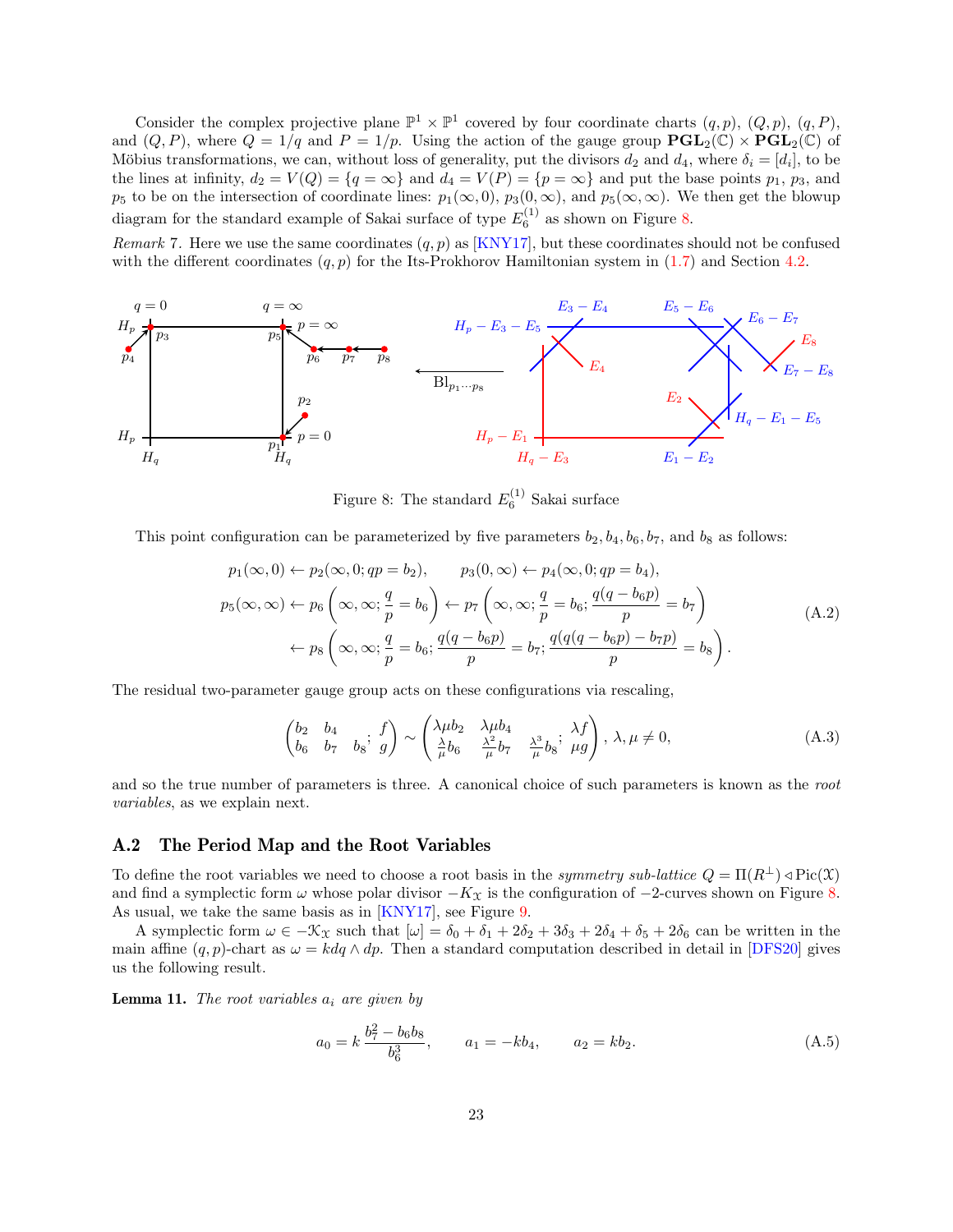Consider the complex projective plane $\mathbb{P}^1 \times \mathbb{P}^1$ covered by four coordinate charts $(q, p)$, $(Q, p)$, $(q, P)$, and $(Q, P)$, where $Q = 1/q$ and $P = 1/p$. Using the action of the gauge group $\mathbf{PGL}_2(\mathbb{C}) \times \mathbf{PGL}_2(\mathbb{C})$ of Möbius transformations, we can, without loss of generality, put the divisors $d_2$ and $d_4$, where $\delta_i = [d_i]$, to be the lines at infinity, $d_2 = V(Q) = \{q = \infty\}$ and $d_4 = V(P) = \{p = \infty\}$ and put the base points $p_1$, $p_3$, and $p_5$ to be on the intersection of coordinate lines: $p_1(\infty, 0)$, $p_3(0, \infty)$, and $p_5(\infty, \infty)$. We then get the blowup diagram for the standard example of Sakai surface of type $E_6^{(1)}$ as shown on Figure 8.

*Remark* 7. Here we use the same coordinates $(q, p)$ as [KNY17], but these coordinates should not be confused with the different coordinates $(q, p)$ for the Its-Prokhorov Hamiltonian system in (1.7) and Section 4.2.

Figure 8: The standard $E_6^{(1)}$ Sakai surface

This point configuration can be parameterized by five parameters $b_2, b_4, b_6, b_7$, and $b_8$ as follows:

$$
\begin{aligned}
&p_1(\infty, 0) \leftarrow p_2(\infty, 0; qp = b_2), \qquad p_3(0, \infty) \leftarrow p_4(\infty, 0; qp = b_4), \\
&p_5(\infty, \infty) \leftarrow p_6\left(\infty, \infty; \frac{q}{p} = b_6\right) \leftarrow p_7\left(\infty, \infty; \frac{q}{p} = b_6; \frac{q(q - b_6 p)}{p} = b_7\right) \\
&\qquad \leftarrow p_8\left(\infty, \infty; \frac{q}{p} = b_6; \frac{q(q - b_6 p)}{p} = b_7; \frac{q(q(q - b_6 p) - b_7 p)}{p} = b_8\right).
\end{aligned}
\tag{A.2}
$$

The residual two-parameter gauge group acts on these configurations via rescaling,

$$
\begin{pmatrix} b_2 & b_4 & \\ b_6 & b_7 & b_8 \end{pmatrix}; \begin{pmatrix} f \\ g \end{pmatrix} \sim \begin{pmatrix} \lambda\mu b_2 & \lambda\mu b_4 & \\ \frac{\lambda}{\mu} b_6 & \frac{\lambda^2}{\mu} b_7 & \frac{\lambda^3}{\mu} b_8 \end{pmatrix}; \begin{pmatrix} \lambda f \\ \mu g \end{pmatrix}, \ \lambda, \mu \neq 0,
\tag{A.3}
$$

and so the true number of parameters is three. A canonical choice of such parameters is known as the *root variables*, as we explain next.

## A.2 The Period Map and the Root Variables

To define the root variables we need to choose a root basis in the *symmetry sub-lattice* $Q = \Pi(R^\perp) \triangleleft \operatorname{Pic}(\mathcal{X})$ and find a symplectic form $\omega$ whose polar divisor $-K_{\mathcal{X}}$ is the configuration of $-2$-curves shown on Figure 8. As usual, we take the same basis as in [KNY17], see Figure 9.

A symplectic form $\omega \in -\mathcal{K}_{\mathcal{X}}$ such that $[\omega] = \delta_0 + \delta_1 + 2\delta_2 + 3\delta_3 + 2\delta_4 + \delta_5 + 2\delta_6$ can be written in the main affine $(q, p)$-chart as $\omega = k\, dq \wedge dp$. Then a standard computation described in detail in [DFS20] gives us the following result.

**Lemma 11.** *The root variables $a_i$ are given by*

$$
a_0 = k\,\frac{b_7^2 - b_6 b_8}{b_6^3}, \qquad a_1 = -k b_4, \qquad a_2 = k b_2.
\tag{A.5}
$$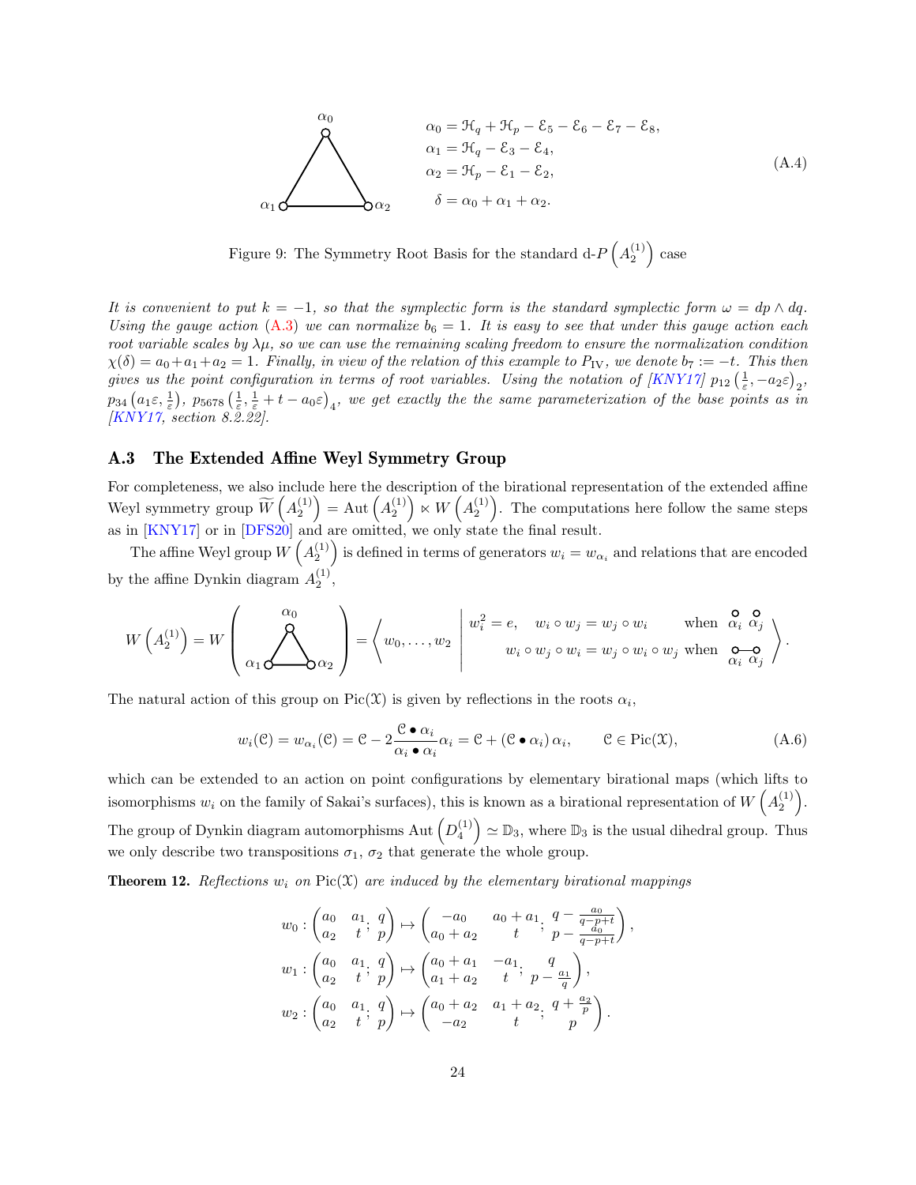$$\alpha_0 = \mathcal{H}_q + \mathcal{H}_p - \mathcal{E}_5 - \mathcal{E}_6 - \mathcal{E}_7 - \mathcal{E}_8,$$
$$\alpha_1 = \mathcal{H}_q - \mathcal{E}_3 - \mathcal{E}_4,$$
$$\alpha_2 = \mathcal{H}_p - \mathcal{E}_1 - \mathcal{E}_2, \tag{A.4}$$
$$\delta = \alpha_0 + \alpha_1 + \alpha_2.$$

Figure 9: The Symmetry Root Basis for the standard d-$P\left(A_2^{(1)}\right)$ case

*It is convenient to put $k=-1$, so that the symplectic form is the standard symplectic form $\omega = dp \wedge dq$. Using the gauge action (A.3) we can normalize $b_6 = 1$. It is easy to see that under this gauge action each root variable scales by $\lambda\mu$, so we can use the remaining scaling freedom to ensure the normalization condition $\chi(\delta) = a_0 + a_1 + a_2 = 1$. Finally, in view of the relation of this example to $\mathrm{P_{IV}}$, we denote $b_7 := -t$. This then gives us the point configuration in terms of root variables. Using the notation of [KNY17] $p_{12}\left(\frac{1}{\varepsilon}, -a_2\varepsilon\right)_2$, $p_{34}\left(a_1\varepsilon, \frac{1}{\varepsilon}\right)$, $p_{5678}\left(\frac{1}{\varepsilon}, \frac{1}{\varepsilon} + t - a_0\varepsilon\right)_4$, we get exactly the the same parameterization of the base points as in [KNY17, section 8.2.22].*

## A.3 The Extended Affine Weyl Symmetry Group

For completeness, we also include here the description of the birational representation of the extended affine Weyl symmetry group $\widetilde{W}\left(A_2^{(1)}\right) = \operatorname{Aut}\left(A_2^{(1)}\right) \ltimes W\left(A_2^{(1)}\right)$. The computations here follow the same steps as in [KNY17] or in [DFS20] and are omitted, we only state the final result.

The affine Weyl group $W\left(A_2^{(1)}\right)$ is defined in terms of generators $w_i = w_{\alpha_i}$ and relations that are encoded by the affine Dynkin diagram $A_2^{(1)}$,

$$W\left(A_2^{(1)}\right) = W\left(\text{triangle diagram } \alpha_0, \alpha_1, \alpha_2\right) = \left\langle w_0, \dots, w_2 \;\middle|\; \begin{array}{ll} w_i^2 = e, \quad w_i \circ w_j = w_j \circ w_i & \text{when } \alpha_i \;\; \alpha_j \text{ not connected} \\ w_i \circ w_j \circ w_i = w_j \circ w_i \circ w_j & \text{when } \alpha_i - \alpha_j \text{ connected} \end{array} \right\rangle.$$

The natural action of this group on $\operatorname{Pic}(\mathcal{X})$ is given by reflections in the roots $\alpha_i$,

$$w_i(\mathcal{C}) = w_{\alpha_i}(\mathcal{C}) = \mathcal{C} - 2\frac{\mathcal{C} \bullet \alpha_i}{\alpha_i \bullet \alpha_i}\alpha_i = \mathcal{C} + (\mathcal{C} \bullet \alpha_i)\,\alpha_i, \qquad \mathcal{C} \in \operatorname{Pic}(\mathcal{X}), \tag{A.6}$$

which can be extended to an action on point configurations by elementary birational maps (which lifts to isomorphisms $w_i$ on the family of Sakai's surfaces), this is known as a birational representation of $W\left(A_2^{(1)}\right)$. The group of Dynkin diagram automorphisms $\operatorname{Aut}\left(D_4^{(1)}\right) \simeq \mathbb{D}_3$, where $\mathbb{D}_3$ is the usual dihedral group. Thus we only describe two transpositions $\sigma_1$, $\sigma_2$ that generate the whole group.

**Theorem 12.** *Reflections $w_i$ on $\operatorname{Pic}(\mathcal{X})$ are induced by the elementary birational mappings*

$$w_0 : \begin{pmatrix} a_0 & a_1 \\ a_2 & t \end{pmatrix}; \begin{pmatrix} q \\ p \end{pmatrix} \mapsto \begin{pmatrix} -a_0 & a_0 + a_1 \\ a_0 + a_2 & t \end{pmatrix}; \begin{pmatrix} q - \frac{a_0}{q-p+t} \\ p - \frac{a_0}{q-p+t} \end{pmatrix},$$

$$w_1 : \begin{pmatrix} a_0 & a_1 \\ a_2 & t \end{pmatrix}; \begin{pmatrix} q \\ p \end{pmatrix} \mapsto \begin{pmatrix} a_0 + a_1 & -a_1 \\ a_1 + a_2 & t \end{pmatrix}; \begin{pmatrix} q \\ p - \frac{a_1}{q} \end{pmatrix},$$

$$w_2 : \begin{pmatrix} a_0 & a_1 \\ a_2 & t \end{pmatrix}; \begin{pmatrix} q \\ p \end{pmatrix} \mapsto \begin{pmatrix} a_0 + a_2 & a_1 + a_2 \\ -a_2 & t \end{pmatrix}; \begin{pmatrix} q + \frac{a_2}{p} \\ p \end{pmatrix}.$$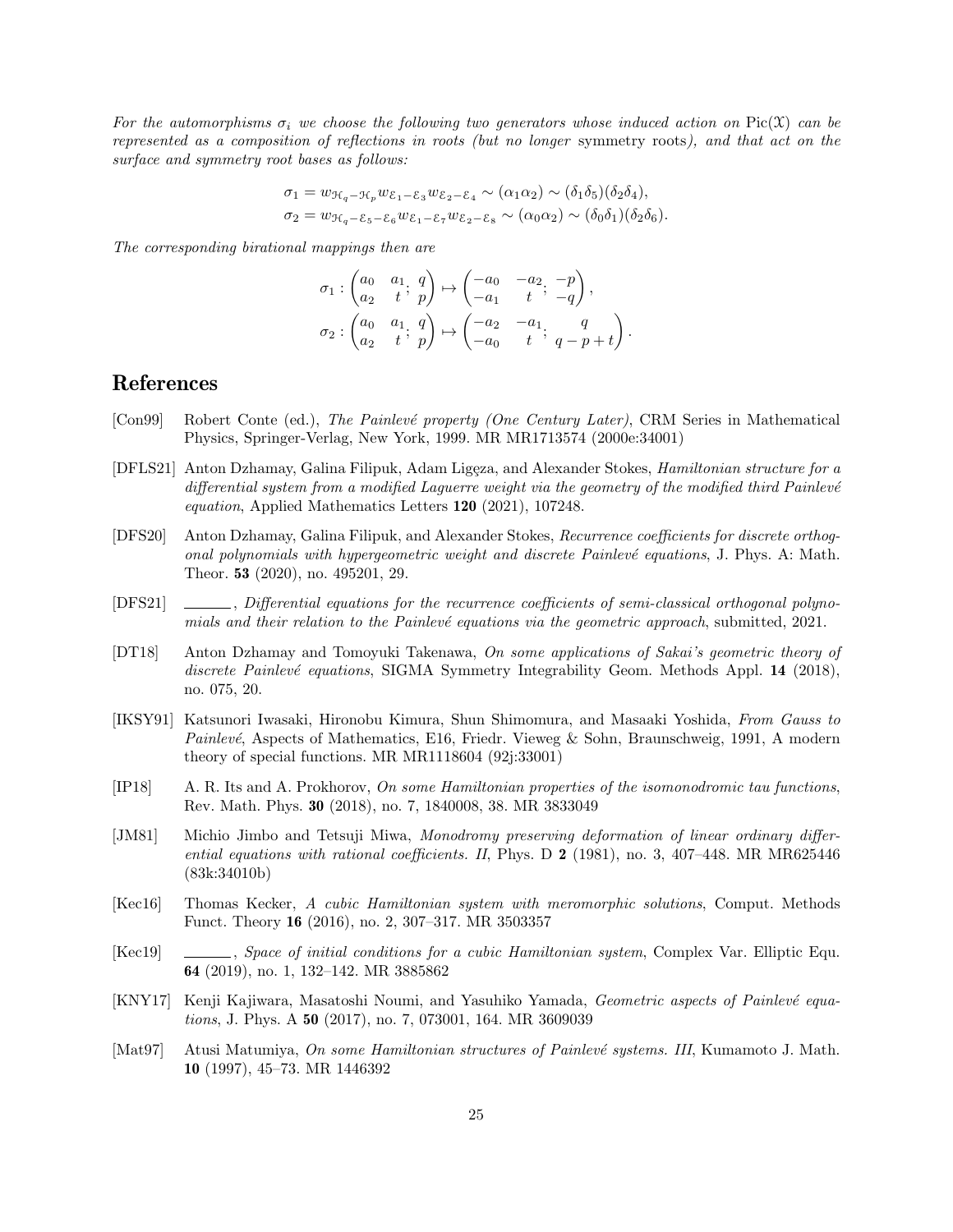*For the automorphisms $\sigma_i$ we choose the following two generators whose induced action on $\mathrm{Pic}(\mathcal{X})$ can be represented as a composition of reflections in roots (but no longer* symmetry *roots), and that act on the surface and symmetry root bases as follows:*

$$\sigma_1 = w_{\mathcal{H}_q - \mathcal{H}_p} w_{\mathcal{E}_1 - \mathcal{E}_3} w_{\mathcal{E}_2 - \mathcal{E}_4} \sim (\alpha_1 \alpha_2) \sim (\delta_1 \delta_5)(\delta_2 \delta_4),$$
$$\sigma_2 = w_{\mathcal{H}_q - \mathcal{E}_5 - \mathcal{E}_6} w_{\mathcal{E}_1 - \mathcal{E}_7} w_{\mathcal{E}_2 - \mathcal{E}_8} \sim (\alpha_0 \alpha_2) \sim (\delta_0 \delta_1)(\delta_2 \delta_6).$$

*The corresponding birational mappings then are*

$$\sigma_1 : \begin{pmatrix} a_0 & a_1 \\ a_2 & t \end{pmatrix}; \begin{pmatrix} q \\ p \end{pmatrix} \mapsto \begin{pmatrix} -a_0 & -a_2 \\ -a_1 & t \end{pmatrix}; \begin{pmatrix} -p \\ -q \end{pmatrix},$$
$$\sigma_2 : \begin{pmatrix} a_0 & a_1 \\ a_2 & t \end{pmatrix}; \begin{pmatrix} q \\ p \end{pmatrix} \mapsto \begin{pmatrix} -a_2 & -a_1 \\ -a_0 & t \end{pmatrix}; \begin{pmatrix} q \\ q - p + t \end{pmatrix}.$$

## References

[Con99] Robert Conte (ed.), *The Painlevé property (One Century Later)*, CRM Series in Mathematical Physics, Springer-Verlag, New York, 1999. MR MR1713574 (2000e:34001)

[DFLS21] Anton Dzhamay, Galina Filipuk, Adam Ligęza, and Alexander Stokes, *Hamiltonian structure for a differential system from a modified Laguerre weight via the geometry of the modified third Painlevé equation*, Applied Mathematics Letters **120** (2021), 107248.

[DFS20] Anton Dzhamay, Galina Filipuk, and Alexander Stokes, *Recurrence coefficients for discrete orthogonal polynomials with hypergeometric weight and discrete Painlevé equations*, J. Phys. A: Math. Theor. **53** (2020), no. 495201, 29.

[DFS21] ______, *Differential equations for the recurrence coefficients of semi-classical orthogonal polynomials and their relation to the Painlevé equations via the geometric approach*, submitted, 2021.

[DT18] Anton Dzhamay and Tomoyuki Takenawa, *On some applications of Sakai's geometric theory of discrete Painlevé equations*, SIGMA Symmetry Integrability Geom. Methods Appl. **14** (2018), no. 075, 20.

[IKSY91] Katsunori Iwasaki, Hironobu Kimura, Shun Shimomura, and Masaaki Yoshida, *From Gauss to Painlevé*, Aspects of Mathematics, E16, Friedr. Vieweg & Sohn, Braunschweig, 1991, A modern theory of special functions. MR MR1118604 (92j:33001)

[IP18] A. R. Its and A. Prokhorov, *On some Hamiltonian properties of the isomonodromic tau functions*, Rev. Math. Phys. **30** (2018), no. 7, 1840008, 38. MR 3833049

[JM81] Michio Jimbo and Tetsuji Miwa, *Monodromy preserving deformation of linear ordinary differential equations with rational coefficients. II*, Phys. D **2** (1981), no. 3, 407–448. MR MR625446 (83k:34010b)

[Kec16] Thomas Kecker, *A cubic Hamiltonian system with meromorphic solutions*, Comput. Methods Funct. Theory **16** (2016), no. 2, 307–317. MR 3503357

[Kec19] ______, *Space of initial conditions for a cubic Hamiltonian system*, Complex Var. Elliptic Equ. **64** (2019), no. 1, 132–142. MR 3885862

[KNY17] Kenji Kajiwara, Masatoshi Noumi, and Yasuhiko Yamada, *Geometric aspects of Painlevé equations*, J. Phys. A **50** (2017), no. 7, 073001, 164. MR 3609039

[Mat97] Atusi Matumiya, *On some Hamiltonian structures of Painlevé systems. III*, Kumamoto J. Math. **10** (1997), 45–73. MR 1446392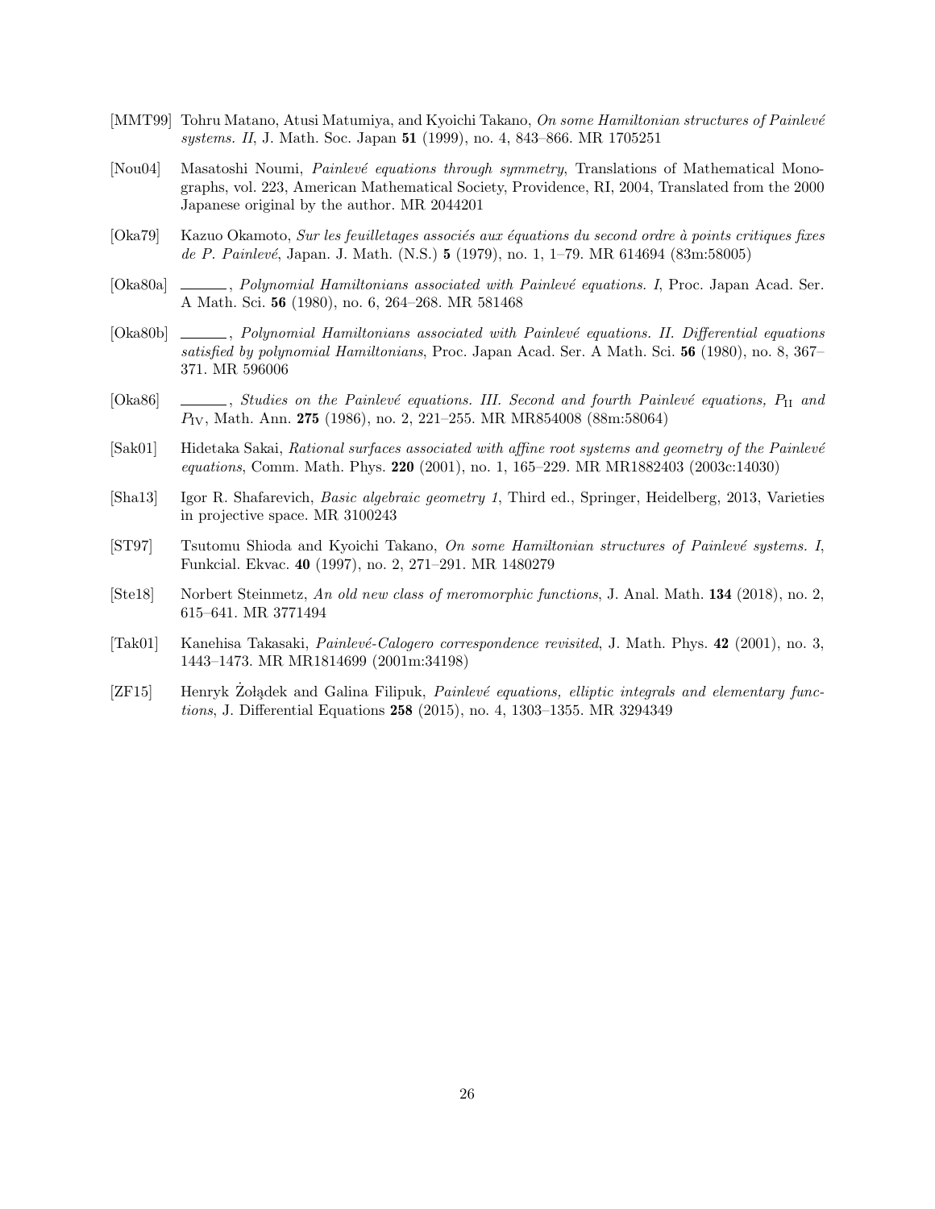[MMT99] Tohru Matano, Atusi Matumiya, and Kyoichi Takano, *On some Hamiltonian structures of Painlevé systems. II*, J. Math. Soc. Japan **51** (1999), no. 4, 843–866. MR 1705251

[Nou04] Masatoshi Noumi, *Painlevé equations through symmetry*, Translations of Mathematical Monographs, vol. 223, American Mathematical Society, Providence, RI, 2004, Translated from the 2000 Japanese original by the author. MR 2044201

[Oka79] Kazuo Okamoto, *Sur les feuilletages associés aux équations du second ordre à points critiques fixes de P. Painlevé*, Japan. J. Math. (N.S.) **5** (1979), no. 1, 1–79. MR 614694 (83m:58005)

[Oka80a] ______, *Polynomial Hamiltonians associated with Painlevé equations. I*, Proc. Japan Acad. Ser. A Math. Sci. **56** (1980), no. 6, 264–268. MR 581468

[Oka80b] ______, *Polynomial Hamiltonians associated with Painlevé equations. II. Differential equations satisfied by polynomial Hamiltonians*, Proc. Japan Acad. Ser. A Math. Sci. **56** (1980), no. 8, 367–371. MR 596006

[Oka86] ______, *Studies on the Painlevé equations. III. Second and fourth Painlevé equations, $P_{\mathrm{II}}$ and $P_{\mathrm{IV}}$*, Math. Ann. **275** (1986), no. 2, 221–255. MR MR854008 (88m:58064)

[Sak01] Hidetaka Sakai, *Rational surfaces associated with affine root systems and geometry of the Painlevé equations*, Comm. Math. Phys. **220** (2001), no. 1, 165–229. MR MR1882403 (2003c:14030)

[Sha13] Igor R. Shafarevich, *Basic algebraic geometry 1*, Third ed., Springer, Heidelberg, 2013, Varieties in projective space. MR 3100243

[ST97] Tsutomu Shioda and Kyoichi Takano, *On some Hamiltonian structures of Painlevé systems. I*, Funkcial. Ekvac. **40** (1997), no. 2, 271–291. MR 1480279

[Ste18] Norbert Steinmetz, *An old new class of meromorphic functions*, J. Anal. Math. **134** (2018), no. 2, 615–641. MR 3771494

[Tak01] Kanehisa Takasaki, *Painlevé-Calogero correspondence revisited*, J. Math. Phys. **42** (2001), no. 3, 1443–1473. MR MR1814699 (2001m:34198)

[ZF15] Henryk Żołądek and Galina Filipuk, *Painlevé equations, elliptic integrals and elementary functions*, J. Differential Equations **258** (2015), no. 4, 1303–1355. MR 3294349